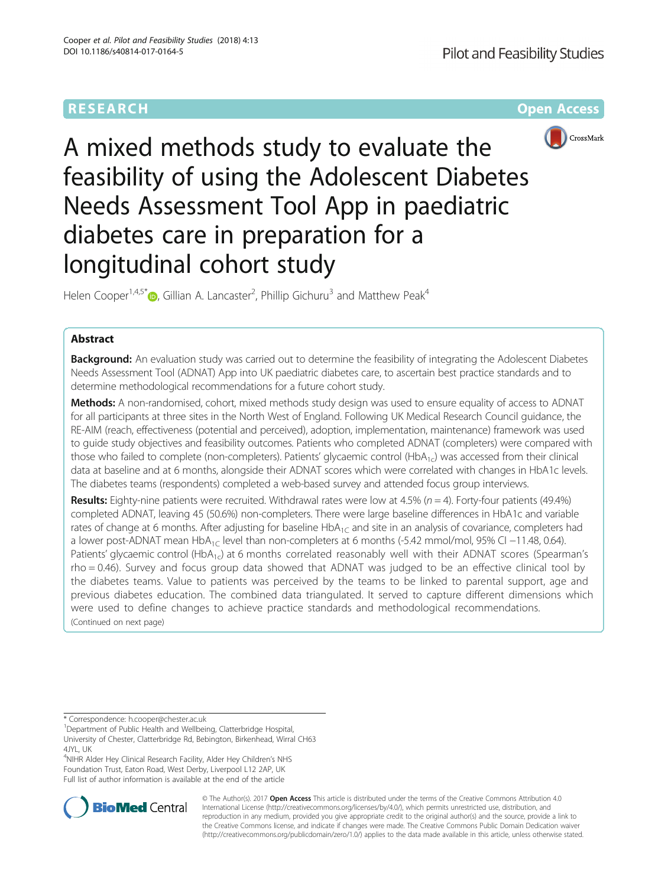RESEARCH Open Access

# A mixed methods study to evaluate the feasibility of using the Adolescent Diabetes Needs Assessment Tool App in paediatric diabetes care in preparation for a longitudinal cohort study

Helen Cooper[1,4,5*], Gillian A. Lancaster[2], Phillip Gichuru[3] and Matthew Peak[4]

## Abstract

**Background:** An evaluation study was carried out to determine the feasibility of integrating the Adolescent Diabetes Needs Assessment Tool (ADNAT) App into UK paediatric diabetes care, to ascertain best practice standards and to determine methodological recommendations for a future cohort study.

**Methods:** A non-randomised, cohort, mixed methods study design was used to ensure equality of access to ADNAT for all participants at three sites in the North West of England. Following UK Medical Research Council guidance, the RE-AIM (reach, effectiveness (potential and perceived), adoption, implementation, maintenance) framework was used to guide study objectives and feasibility outcomes. Patients who completed ADNAT (completers) were compared with those who failed to complete (non-completers). Patients' glycaemic control ($HbA_{1c}$) was accessed from their clinical data at baseline and at 6 months, alongside their ADNAT scores which were correlated with changes in HbA1c levels. The diabetes teams (respondents) completed a web-based survey and attended focus group interviews.

**Results:** Eighty-nine patients were recruited. Withdrawal rates were low at 4.5% ($n = 4$). Forty-four patients (49.4%) completed ADNAT, leaving 45 (50.6%) non-completers. There were large baseline differences in HbA1c and variable rates of change at 6 months. After adjusting for baseline $HbA_{1C}$ and site in an analysis of covariance, completers had a lower post-ADNAT mean $HbA_{1C}$ level than non-completers at 6 months (-5.42 mmol/mol, 95% CI −11.48, 0.64). Patients' glycaemic control ($HbA_{1c}$) at 6 months correlated reasonably well with their ADNAT scores (Spearman's rho = 0.46). Survey and focus group data showed that ADNAT was judged to be an effective clinical tool by the diabetes teams. Value to patients was perceived by the teams to be linked to parental support, age and previous diabetes education. The combined data triangulated. It served to capture different dimensions which were used to define changes to achieve practice standards and methodological recommendations.

(Continued on next page)

---

* Correspondence: h.cooper@chester.ac.uk

[1]Department of Public Health and Wellbeing, Clatterbridge Hospital, University of Chester, Clatterbridge Rd, Bebington, Birkenhead, Wirral CH63 4JYL, UK

[4]NIHR Alder Hey Clinical Research Facility, Alder Hey Children's NHS Foundation Trust, Eaton Road, West Derby, Liverpool L12 2AP, UK

Full list of author information is available at the end of the article

© The Author(s). 2017 **Open Access** This article is distributed under the terms of the Creative Commons Attribution 4.0 International License (http://creativecommons.org/licenses/by/4.0/), which permits unrestricted use, distribution, and reproduction in any medium, provided you give appropriate credit to the original author(s) and the source, provide a link to the Creative Commons license, and indicate if changes were made. The Creative Commons Public Domain Dedication waiver (http://creativecommons.org/publicdomain/zero/1.0/) applies to the data made available in this article, unless otherwise stated.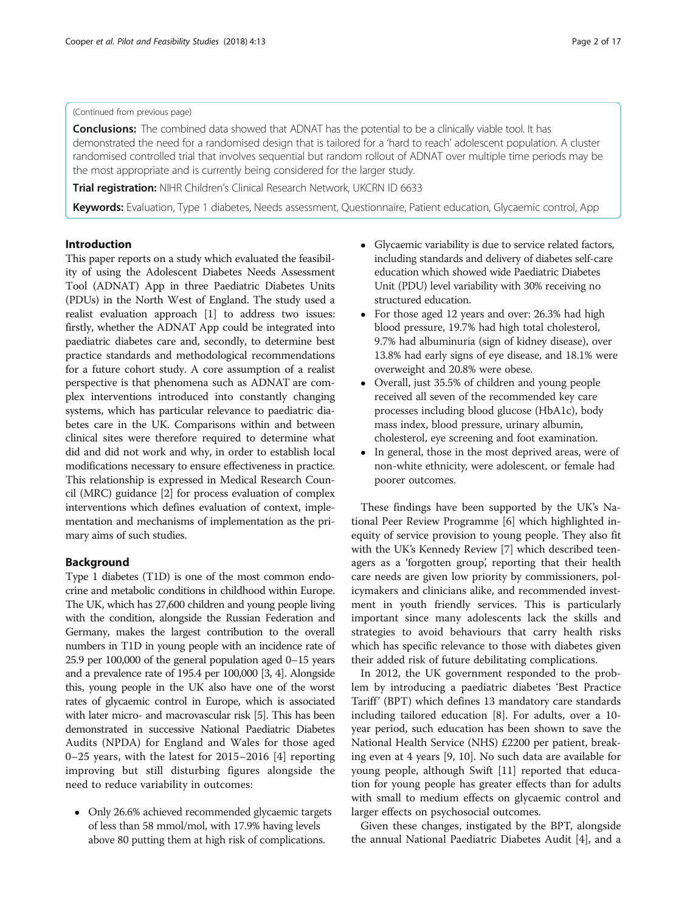(Continued from previous page)

**Conclusions:** The combined data showed that ADNAT has the potential to be a clinically viable tool. It has demonstrated the need for a randomised design that is tailored for a 'hard to reach' adolescent population. A cluster randomised controlled trial that involves sequential but random rollout of ADNAT over multiple time periods may be the most appropriate and is currently being considered for the larger study.

**Trial registration:** NIHR Children's Clinical Research Network, UKCRN ID 6633

**Keywords:** Evaluation, Type 1 diabetes, Needs assessment, Questionnaire, Patient education, Glycaemic control, App

## Introduction

This paper reports on a study which evaluated the feasibility of using the Adolescent Diabetes Needs Assessment Tool (ADNAT) App in three Paediatric Diabetes Units (PDUs) in the North West of England. The study used a realist evaluation approach [1] to address two issues: firstly, whether the ADNAT App could be integrated into paediatric diabetes care and, secondly, to determine best practice standards and methodological recommendations for a future cohort study. A core assumption of a realist perspective is that phenomena such as ADNAT are complex interventions introduced into constantly changing systems, which has particular relevance to paediatric diabetes care in the UK. Comparisons within and between clinical sites were therefore required to determine what did and did not work and why, in order to establish local modifications necessary to ensure effectiveness in practice. This relationship is expressed in Medical Research Council (MRC) guidance [2] for process evaluation of complex interventions which defines evaluation of context, implementation and mechanisms of implementation as the primary aims of such studies.

## Background

Type 1 diabetes (T1D) is one of the most common endocrine and metabolic conditions in childhood within Europe. The UK, which has 27,600 children and young people living with the condition, alongside the Russian Federation and Germany, makes the largest contribution to the overall numbers in T1D in young people with an incidence rate of 25.9 per 100,000 of the general population aged 0–15 years and a prevalence rate of 195.4 per 100,000 [3, 4]. Alongside this, young people in the UK also have one of the worst rates of glycaemic control in Europe, which is associated with later micro- and macrovascular risk [5]. This has been demonstrated in successive National Paediatric Diabetes Audits (NPDA) for England and Wales for those aged 0–25 years, with the latest for 2015–2016 [4] reporting improving but still disturbing figures alongside the need to reduce variability in outcomes:

- Only 26.6% achieved recommended glycaemic targets of less than 58 mmol/mol, with 17.9% having levels above 80 putting them at high risk of complications.
- Glycaemic variability is due to service related factors, including standards and delivery of diabetes self-care education which showed wide Paediatric Diabetes Unit (PDU) level variability with 30% receiving no structured education.
- For those aged 12 years and over: 26.3% had high blood pressure, 19.7% had high total cholesterol, 9.7% had albuminuria (sign of kidney disease), over 13.8% had early signs of eye disease, and 18.1% were overweight and 20.8% were obese.
- Overall, just 35.5% of children and young people received all seven of the recommended key care processes including blood glucose (HbA1c), body mass index, blood pressure, urinary albumin, cholesterol, eye screening and foot examination.
- In general, those in the most deprived areas, were of non-white ethnicity, were adolescent, or female had poorer outcomes.

These findings have been supported by the UK's National Peer Review Programme [6] which highlighted inequity of service provision to young people. They also fit with the UK's Kennedy Review [7] which described teenagers as a 'forgotten group', reporting that their health care needs are given low priority by commissioners, policymakers and clinicians alike, and recommended investment in youth friendly services. This is particularly important since many adolescents lack the skills and strategies to avoid behaviours that carry health risks which has specific relevance to those with diabetes given their added risk of future debilitating complications.

In 2012, the UK government responded to the problem by introducing a paediatric diabetes 'Best Practice Tariff' (BPT) which defines 13 mandatory care standards including tailored education [8]. For adults, over a 10-year period, such education has been shown to save the National Health Service (NHS) £2200 per patient, breaking even at 4 years [9, 10]. No such data are available for young people, although Swift [11] reported that education for young people has greater effects than for adults with small to medium effects on glycaemic control and larger effects on psychosocial outcomes.

Given these changes, instigated by the BPT, alongside the annual National Paediatric Diabetes Audit [4], and a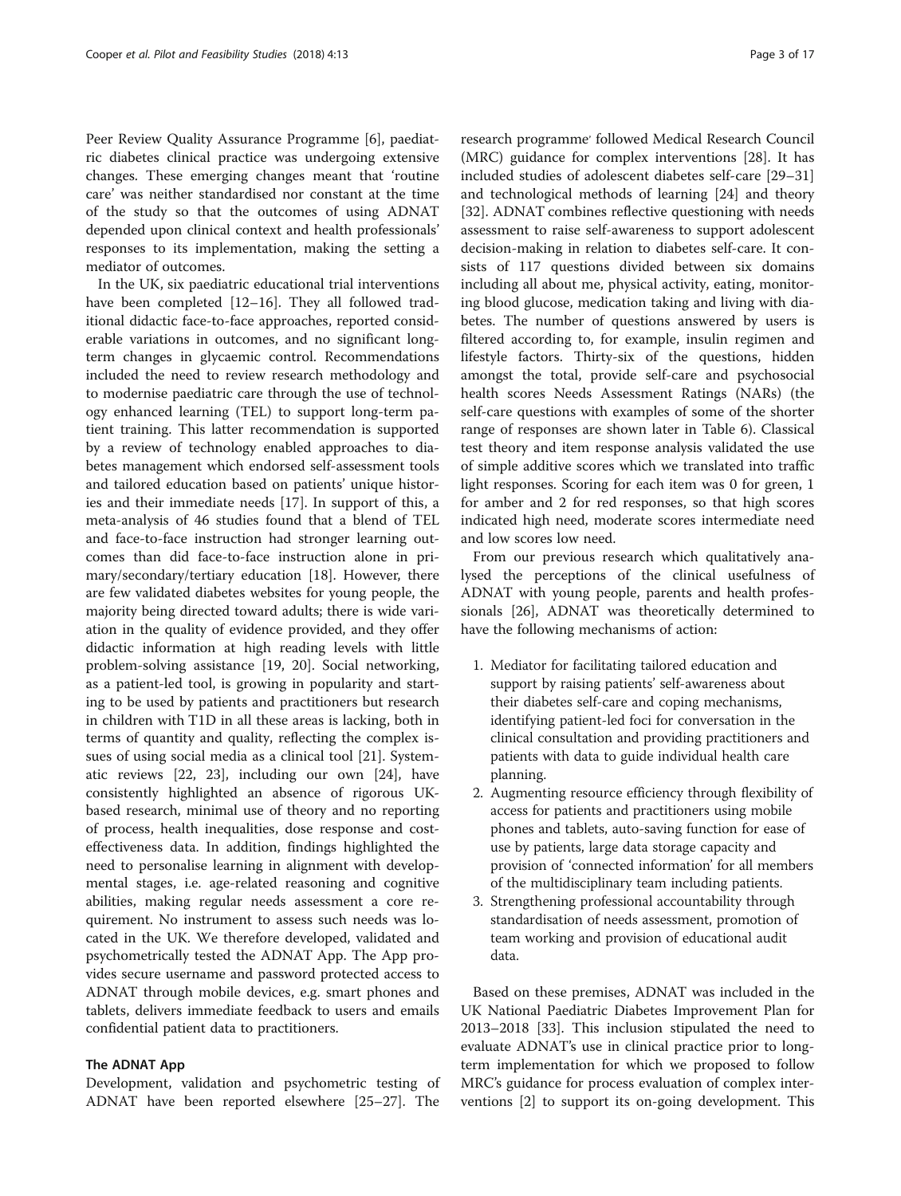Peer Review Quality Assurance Programme [6], paediatric diabetes clinical practice was undergoing extensive changes. These emerging changes meant that 'routine care' was neither standardised nor constant at the time of the study so that the outcomes of using ADNAT depended upon clinical context and health professionals' responses to its implementation, making the setting a mediator of outcomes.

In the UK, six paediatric educational trial interventions have been completed [12–16]. They all followed traditional didactic face-to-face approaches, reported considerable variations in outcomes, and no significant long-term changes in glycaemic control. Recommendations included the need to review research methodology and to modernise paediatric care through the use of technology enhanced learning (TEL) to support long-term patient training. This latter recommendation is supported by a review of technology enabled approaches to diabetes management which endorsed self-assessment tools and tailored education based on patients' unique histories and their immediate needs [17]. In support of this, a meta-analysis of 46 studies found that a blend of TEL and face-to-face instruction had stronger learning outcomes than did face-to-face instruction alone in primary/secondary/tertiary education [18]. However, there are few validated diabetes websites for young people, the majority being directed toward adults; there is wide variation in the quality of evidence provided, and they offer didactic information at high reading levels with little problem-solving assistance [19, 20]. Social networking, as a patient-led tool, is growing in popularity and starting to be used by patients and practitioners but research in children with T1D in all these areas is lacking, both in terms of quantity and quality, reflecting the complex issues of using social media as a clinical tool [21]. Systematic reviews [22, 23], including our own [24], have consistently highlighted an absence of rigorous UK-based research, minimal use of theory and no reporting of process, health inequalities, dose response and cost-effectiveness data. In addition, findings highlighted the need to personalise learning in alignment with developmental stages, i.e. age-related reasoning and cognitive abilities, making regular needs assessment a core requirement. No instrument to assess such needs was located in the UK. We therefore developed, validated and psychometrically tested the ADNAT App. The App provides secure username and password protected access to ADNAT through mobile devices, e.g. smart phones and tablets, delivers immediate feedback to users and emails confidential patient data to practitioners.

### The ADNAT App

Development, validation and psychometric testing of ADNAT have been reported elsewhere [25–27]. The research programme' followed Medical Research Council (MRC) guidance for complex interventions [28]. It has included studies of adolescent diabetes self-care [29–31] and technological methods of learning [24] and theory [32]. ADNAT combines reflective questioning with needs assessment to raise self-awareness to support adolescent decision-making in relation to diabetes self-care. It consists of 117 questions divided between six domains including all about me, physical activity, eating, monitoring blood glucose, medication taking and living with diabetes. The number of questions answered by users is filtered according to, for example, insulin regimen and lifestyle factors. Thirty-six of the questions, hidden amongst the total, provide self-care and psychosocial health scores Needs Assessment Ratings (NARs) (the self-care questions with examples of some of the shorter range of responses are shown later in Table 6). Classical test theory and item response analysis validated the use of simple additive scores which we translated into traffic light responses. Scoring for each item was 0 for green, 1 for amber and 2 for red responses, so that high scores indicated high need, moderate scores intermediate need and low scores low need.

From our previous research which qualitatively analysed the perceptions of the clinical usefulness of ADNAT with young people, parents and health professionals [26], ADNAT was theoretically determined to have the following mechanisms of action:

1. Mediator for facilitating tailored education and support by raising patients' self-awareness about their diabetes self-care and coping mechanisms, identifying patient-led foci for conversation in the clinical consultation and providing practitioners and patients with data to guide individual health care planning.
2. Augmenting resource efficiency through flexibility of access for patients and practitioners using mobile phones and tablets, auto-saving function for ease of use by patients, large data storage capacity and provision of 'connected information' for all members of the multidisciplinary team including patients.
3. Strengthening professional accountability through standardisation of needs assessment, promotion of team working and provision of educational audit data.

Based on these premises, ADNAT was included in the UK National Paediatric Diabetes Improvement Plan for 2013–2018 [33]. This inclusion stipulated the need to evaluate ADNAT's use in clinical practice prior to long-term implementation for which we proposed to follow MRC's guidance for process evaluation of complex interventions [2] to support its on-going development. This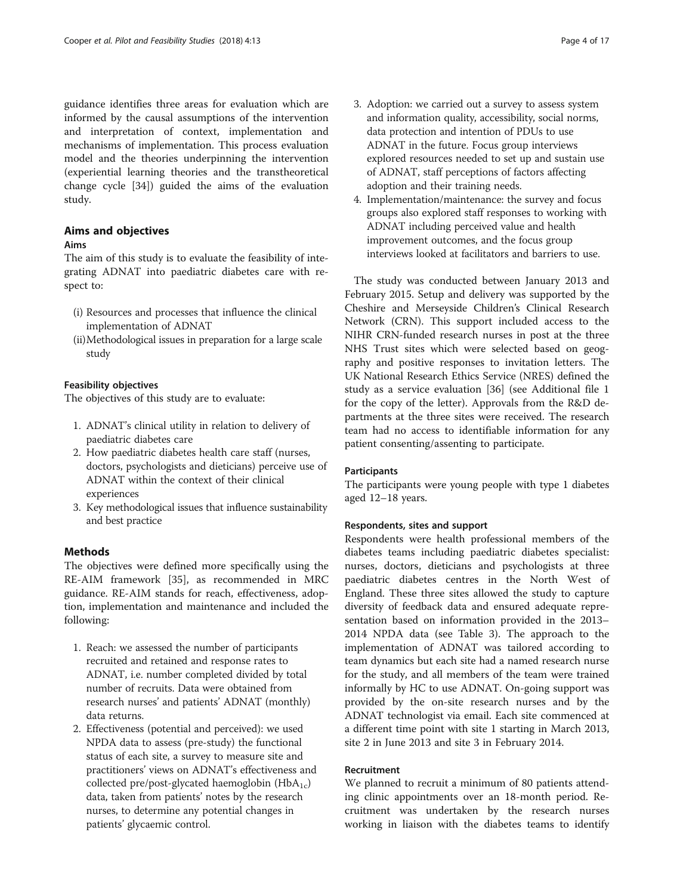guidance identifies three areas for evaluation which are informed by the causal assumptions of the intervention and interpretation of context, implementation and mechanisms of implementation. This process evaluation model and the theories underpinning the intervention (experiential learning theories and the transtheoretical change cycle [34]) guided the aims of the evaluation study.

## Aims and objectives

### Aims

The aim of this study is to evaluate the feasibility of integrating ADNAT into paediatric diabetes care with respect to:

(i) Resources and processes that influence the clinical implementation of ADNAT
(ii) Methodological issues in preparation for a large scale study

### Feasibility objectives

The objectives of this study are to evaluate:

1. ADNAT's clinical utility in relation to delivery of paediatric diabetes care
2. How paediatric diabetes health care staff (nurses, doctors, psychologists and dieticians) perceive use of ADNAT within the context of their clinical experiences
3. Key methodological issues that influence sustainability and best practice

## Methods

The objectives were defined more specifically using the RE-AIM framework [35], as recommended in MRC guidance. RE-AIM stands for reach, effectiveness, adoption, implementation and maintenance and included the following:

1. Reach: we assessed the number of participants recruited and retained and response rates to ADNAT, i.e. number completed divided by total number of recruits. Data were obtained from research nurses' and patients' ADNAT (monthly) data returns.
2. Effectiveness (potential and perceived): we used NPDA data to assess (pre-study) the functional status of each site, a survey to measure site and practitioners' views on ADNAT's effectiveness and collected pre/post-glycated haemoglobin ($HbA_{1c}$) data, taken from patients' notes by the research nurses, to determine any potential changes in patients' glycaemic control.
3. Adoption: we carried out a survey to assess system and information quality, accessibility, social norms, data protection and intention of PDUs to use ADNAT in the future. Focus group interviews explored resources needed to set up and sustain use of ADNAT, staff perceptions of factors affecting adoption and their training needs.
4. Implementation/maintenance: the survey and focus groups also explored staff responses to working with ADNAT including perceived value and health improvement outcomes, and the focus group interviews looked at facilitators and barriers to use.

The study was conducted between January 2013 and February 2015. Setup and delivery was supported by the Cheshire and Merseyside Children's Clinical Research Network (CRN). This support included access to the NIHR CRN-funded research nurses in post at the three NHS Trust sites which were selected based on geography and positive responses to invitation letters. The UK National Research Ethics Service (NRES) defined the study as a service evaluation [36] (see Additional file 1 for the copy of the letter). Approvals from the R&D departments at the three sites were received. The research team had no access to identifiable information for any patient consenting/assenting to participate.

### Participants

The participants were young people with type 1 diabetes aged 12–18 years.

### Respondents, sites and support

Respondents were health professional members of the diabetes teams including paediatric diabetes specialist: nurses, doctors, dieticians and psychologists at three paediatric diabetes centres in the North West of England. These three sites allowed the study to capture diversity of feedback data and ensured adequate representation based on information provided in the 2013–2014 NPDA data (see Table 3). The approach to the implementation of ADNAT was tailored according to team dynamics but each site had a named research nurse for the study, and all members of the team were trained informally by HC to use ADNAT. On-going support was provided by the on-site research nurses and by the ADNAT technologist via email. Each site commenced at a different time point with site 1 starting in March 2013, site 2 in June 2013 and site 3 in February 2014.

### Recruitment

We planned to recruit a minimum of 80 patients attending clinic appointments over an 18-month period. Recruitment was undertaken by the research nurses working in liaison with the diabetes teams to identify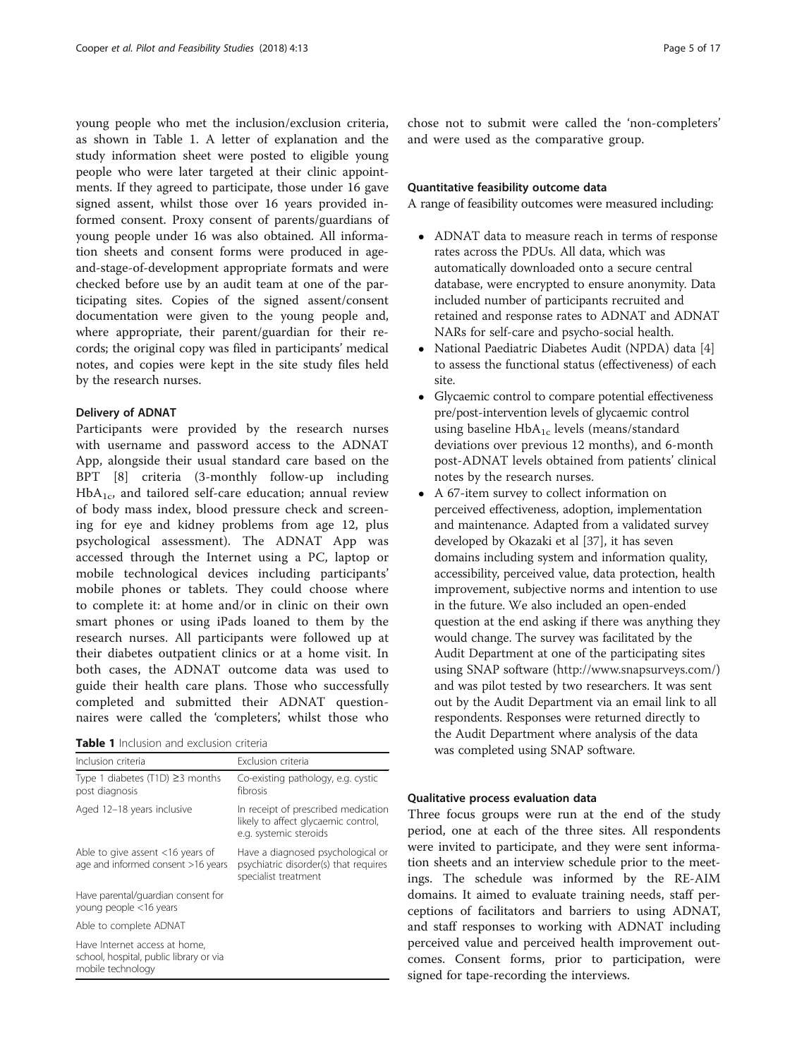young people who met the inclusion/exclusion criteria, as shown in Table 1. A letter of explanation and the study information sheet were posted to eligible young people who were later targeted at their clinic appointments. If they agreed to participate, those under 16 gave signed assent, whilst those over 16 years provided informed consent. Proxy consent of parents/guardians of young people under 16 was also obtained. All information sheets and consent forms were produced in age-and-stage-of-development appropriate formats and were checked before use by an audit team at one of the participating sites. Copies of the signed assent/consent documentation were given to the young people and, where appropriate, their parent/guardian for their records; the original copy was filed in participants' medical notes, and copies were kept in the site study files held by the research nurses.

### Delivery of ADNAT

Participants were provided by the research nurses with username and password access to the ADNAT App, alongside their usual standard care based on the BPT [8] criteria (3-monthly follow-up including $HbA_{1c}$, and tailored self-care education; annual review of body mass index, blood pressure check and screening for eye and kidney problems from age 12, plus psychological assessment). The ADNAT App was accessed through the Internet using a PC, laptop or mobile technological devices including participants' mobile phones or tablets. They could choose where to complete it: at home and/or in clinic on their own smart phones or using iPads loaned to them by the research nurses. All participants were followed up at their diabetes outpatient clinics or at a home visit. In both cases, the ADNAT outcome data was used to guide their health care plans. Those who successfully completed and submitted their ADNAT questionnaires were called the 'completers', whilst those who chose not to submit were called the 'non-completers' and were used as the comparative group.

**Table 1** Inclusion and exclusion criteria

| Inclusion criteria | Exclusion criteria |
|---|---|
| Type 1 diabetes (T1D) ≥3 months post diagnosis | Co-existing pathology, e.g. cystic fibrosis |
| Aged 12–18 years inclusive | In receipt of prescribed medication likely to affect glycaemic control, e.g. systemic steroids |
| Able to give assent <16 years of age and informed consent >16 years | Have a diagnosed psychological or psychiatric disorder(s) that requires specialist treatment |
| Have parental/guardian consent for young people <16 years | |
| Able to complete ADNAT | |
| Have Internet access at home, school, hospital, public library or via mobile technology | |

### Quantitative feasibility outcome data

A range of feasibility outcomes were measured including:

- ADNAT data to measure reach in terms of response rates across the PDUs. All data, which was automatically downloaded onto a secure central database, were encrypted to ensure anonymity. Data included number of participants recruited and retained and response rates to ADNAT and ADNAT NARs for self-care and psycho-social health.
- National Paediatric Diabetes Audit (NPDA) data [4] to assess the functional status (effectiveness) of each site.
- Glycaemic control to compare potential effectiveness pre/post-intervention levels of glycaemic control using baseline $HbA_{1c}$ levels (means/standard deviations over previous 12 months), and 6-month post-ADNAT levels obtained from patients' clinical notes by the research nurses.
- A 67-item survey to collect information on perceived effectiveness, adoption, implementation and maintenance. Adapted from a validated survey developed by Okazaki et al [37], it has seven domains including system and information quality, accessibility, perceived value, data protection, health improvement, subjective norms and intention to use in the future. We also included an open-ended question at the end asking if there was anything they would change. The survey was facilitated by the Audit Department at one of the participating sites using SNAP software (http://www.snapsurveys.com/) and was pilot tested by two researchers. It was sent out by the Audit Department via an email link to all respondents. Responses were returned directly to the Audit Department where analysis of the data was completed using SNAP software.

### Qualitative process evaluation data

Three focus groups were run at the end of the study period, one at each of the three sites. All respondents were invited to participate, and they were sent information sheets and an interview schedule prior to the meetings. The schedule was informed by the RE-AIM domains. It aimed to evaluate training needs, staff perceptions of facilitators and barriers to using ADNAT, and staff responses to working with ADNAT including perceived value and perceived health improvement outcomes. Consent forms, prior to participation, were signed for tape-recording the interviews.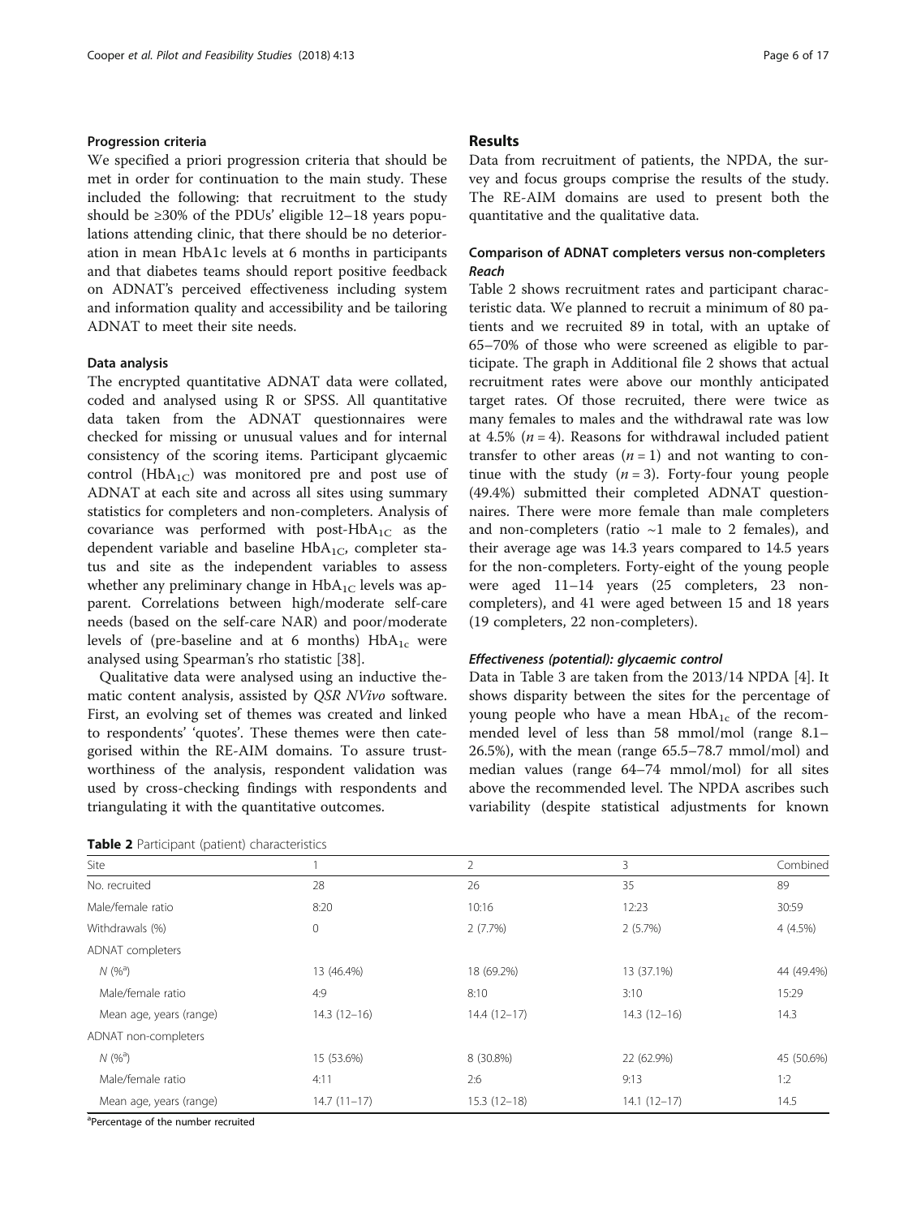### Progression criteria

We specified a priori progression criteria that should be met in order for continuation to the main study. These included the following: that recruitment to the study should be ≥30% of the PDUs' eligible 12–18 years populations attending clinic, that there should be no deterioration in mean HbA1c levels at 6 months in participants and that diabetes teams should report positive feedback on ADNAT's perceived effectiveness including system and information quality and accessibility and be tailoring ADNAT to meet their site needs.

### Data analysis

The encrypted quantitative ADNAT data were collated, coded and analysed using R or SPSS. All quantitative data taken from the ADNAT questionnaires were checked for missing or unusual values and for internal consistency of the scoring items. Participant glycaemic control ($HbA_{1C}$) was monitored pre and post use of ADNAT at each site and across all sites using summary statistics for completers and non-completers. Analysis of covariance was performed with post-$HbA_{1C}$ as the dependent variable and baseline $HbA_{1C}$, completer status and site as the independent variables to assess whether any preliminary change in $HbA_{1C}$ levels was apparent. Correlations between high/moderate self-care needs (based on the self-care NAR) and poor/moderate levels of (pre-baseline and at 6 months) $HbA_{1c}$ were analysed using Spearman's rho statistic [38].

Qualitative data were analysed using an inductive thematic content analysis, assisted by *QSR NVivo* software. First, an evolving set of themes was created and linked to respondents' 'quotes'. These themes were then categorised within the RE-AIM domains. To assure trustworthiness of the analysis, respondent validation was used by cross-checking findings with respondents and triangulating it with the quantitative outcomes.

## Results

Data from recruitment of patients, the NPDA, the survey and focus groups comprise the results of the study. The RE-AIM domains are used to present both the quantitative and the qualitative data.

### Comparison of ADNAT completers versus non-completers

#### *Reach*

Table 2 shows recruitment rates and participant characteristic data. We planned to recruit a minimum of 80 patients and we recruited 89 in total, with an uptake of 65–70% of those who were screened as eligible to participate. The graph in Additional file 2 shows that actual recruitment rates were above our monthly anticipated target rates. Of those recruited, there were twice as many females to males and the withdrawal rate was low at 4.5% ($n = 4$). Reasons for withdrawal included patient transfer to other areas ($n = 1$) and not wanting to continue with the study ($n = 3$). Forty-four young people (49.4%) submitted their completed ADNAT questionnaires. There were more female than male completers and non-completers (ratio ~1 male to 2 females), and their average age was 14.3 years compared to 14.5 years for the non-completers. Forty-eight of the young people were aged 11–14 years (25 completers, 23 non-completers), and 41 were aged between 15 and 18 years (19 completers, 22 non-completers).

#### *Effectiveness (potential): glycaemic control*

Data in Table 3 are taken from the 2013/14 NPDA [4]. It shows disparity between the sites for the percentage of young people who have a mean $HbA_{1c}$ of the recommended level of less than 58 mmol/mol (range 8.1–26.5%), with the mean (range 65.5–78.7 mmol/mol) and median values (range 64–74 mmol/mol) for all sites above the recommended level. The NPDA ascribes such variability (despite statistical adjustments for known

**Table 2** Participant (patient) characteristics

| Site | 1 | 2 | 3 | Combined |
|---|---|---|---|---|
| No. recruited | 28 | 26 | 35 | 89 |
| Male/female ratio | 8:20 | 10:16 | 12:23 | 30:59 |
| Withdrawals (%) | 0 | 2 (7.7%) | 2 (5.7%) | 4 (4.5%) |
| ADNAT completers | | | | |
| *N* (%[a]) | 13 (46.4%) | 18 (69.2%) | 13 (37.1%) | 44 (49.4%) |
| Male/female ratio | 4:9 | 8:10 | 3:10 | 15:29 |
| Mean age, years (range) | 14.3 (12–16) | 14.4 (12–17) | 14.3 (12–16) | 14.3 |
| ADNAT non-completers | | | | |
| *N* (%[a]) | 15 (53.6%) | 8 (30.8%) | 22 (62.9%) | 45 (50.6%) |
| Male/female ratio | 4:11 | 2:6 | 9:13 | 1:2 |
| Mean age, years (range) | 14.7 (11–17) | 15.3 (12–18) | 14.1 (12–17) | 14.5 |

[a]Percentage of the number recruited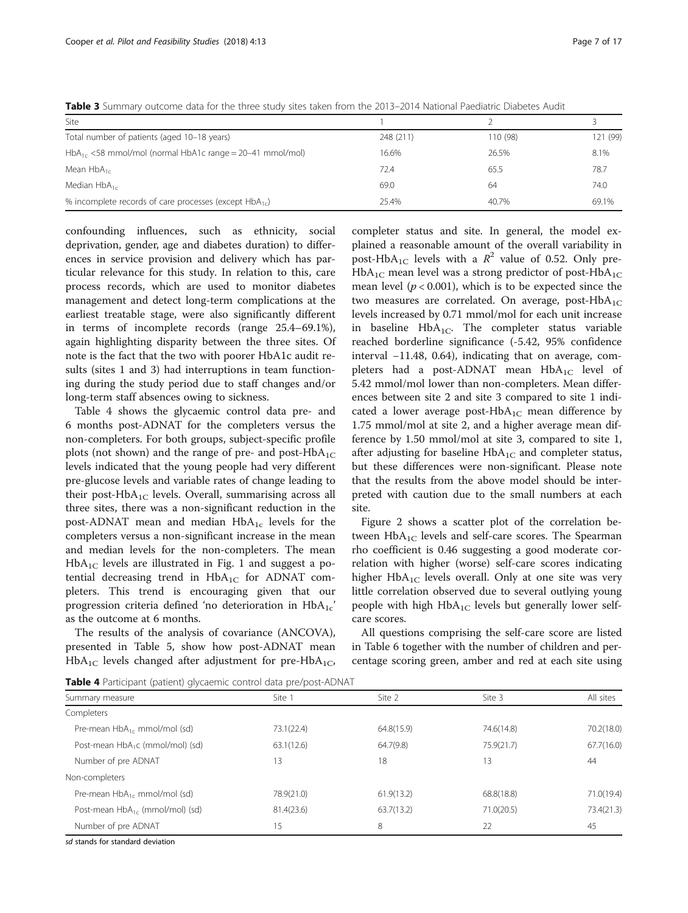**Table 3** Summary outcome data for the three study sites taken from the 2013–2014 National Paediatric Diabetes Audit

| Site | 1 | 2 | 3 |
|---|---|---|---|
| Total number of patients (aged 10–18 years) | 248 (211) | 110 (98) | 121 (99) |
| $HbA_{1c}$ <58 mmol/mol (normal HbA1c range = 20–41 mmol/mol) | 16.6% | 26.5% | 8.1% |
| Mean $HbA_{1c}$ | 72.4 | 65.5 | 78.7 |
| Median $HbA_{1c}$ | 69.0 | 64 | 74.0 |
| % incomplete records of care processes (except $HbA_{1c}$) | 25.4% | 40.7% | 69.1% |

confounding influences, such as ethnicity, social deprivation, gender, age and diabetes duration) to differences in service provision and delivery which has particular relevance for this study. In relation to this, care process records, which are used to monitor diabetes management and detect long-term complications at the earliest treatable stage, were also significantly different in terms of incomplete records (range 25.4–69.1%), again highlighting disparity between the three sites. Of note is the fact that the two with poorer HbA1c audit results (sites 1 and 3) had interruptions in team functioning during the study period due to staff changes and/or long-term staff absences owing to sickness.

Table 4 shows the glycaemic control data pre- and 6 months post-ADNAT for the completers versus the non-completers. For both groups, subject-specific profile plots (not shown) and the range of pre- and post-$HbA_{1C}$ levels indicated that the young people had very different pre-glucose levels and variable rates of change leading to their post-$HbA_{1C}$ levels. Overall, summarising across all three sites, there was a non-significant reduction in the post-ADNAT mean and median $HbA_{1c}$ levels for the completers versus a non-significant increase in the mean and median levels for the non-completers. The mean $HbA_{1C}$ levels are illustrated in Fig. 1 and suggest a potential decreasing trend in $HbA_{1C}$ for ADNAT completers. This trend is encouraging given that our progression criteria defined 'no deterioration in $HbA_{1c}$' as the outcome at 6 months.

The results of the analysis of covariance (ANCOVA), presented in Table 5, show how post-ADNAT mean $HbA_{1C}$ levels changed after adjustment for pre-$HbA_{1C}$, completer status and site. In general, the model explained a reasonable amount of the overall variability in post-$HbA_{1C}$ levels with a $R^2$ value of 0.52. Only pre-$HbA_{1C}$ mean level was a strong predictor of post-$HbA_{1C}$ mean level ($p < 0.001$), which is to be expected since the two measures are correlated. On average, post-$HbA_{1C}$ levels increased by 0.71 mmol/mol for each unit increase in baseline $HbA_{1C}$. The completer status variable reached borderline significance (-5.42, 95% confidence interval −11.48, 0.64), indicating that on average, completers had a post-ADNAT mean $HbA_{1C}$ level of 5.42 mmol/mol lower than non-completers. Mean differences between site 2 and site 3 compared to site 1 indicated a lower average post-$HbA_{1C}$ mean difference by 1.75 mmol/mol at site 2, and a higher average mean difference by 1.50 mmol/mol at site 3, compared to site 1, after adjusting for baseline $HbA_{1C}$ and completer status, but these differences were non-significant. Please note that the results from the above model should be interpreted with caution due to the small numbers at each site.

Figure 2 shows a scatter plot of the correlation between $HbA_{1C}$ levels and self-care scores. The Spearman rho coefficient is 0.46 suggesting a good moderate correlation with higher (worse) self-care scores indicating higher $HbA_{1C}$ levels overall. Only at one site was very little correlation observed due to several outlying young people with high $HbA_{1C}$ levels but generally lower self-care scores.

All questions comprising the self-care score are listed in Table 6 together with the number of children and percentage scoring green, amber and red at each site using

**Table 4** Participant (patient) glycaemic control data pre/post-ADNAT

| Summary measure | Site 1 | Site 2 | Site 3 | All sites |
|---|---|---|---|---|
| Completers | | | | |
| Pre-mean $HbA_{1c}$ mmol/mol (sd) | 73.1(22.4) | 64.8(15.9) | 74.6(14.8) | 70.2(18.0) |
| Post-mean $HbA_1c$ (mmol/mol) (sd) | 63.1(12.6) | 64.7(9.8) | 75.9(21.7) | 67.7(16.0) |
| Number of pre ADNAT | 13 | 18 | 13 | 44 |
| Non-completers | | | | |
| Pre-mean $HbA_{1c}$ mmol/mol (sd) | 78.9(21.0) | 61.9(13.2) | 68.8(18.8) | 71.0(19.4) |
| Post-mean $HbA_{1c}$ (mmol/mol) (sd) | 81.4(23.6) | 63.7(13.2) | 71.0(20.5) | 73.4(21.3) |
| Number of pre ADNAT | 15 | 8 | 22 | 45 |

*sd* stands for standard deviation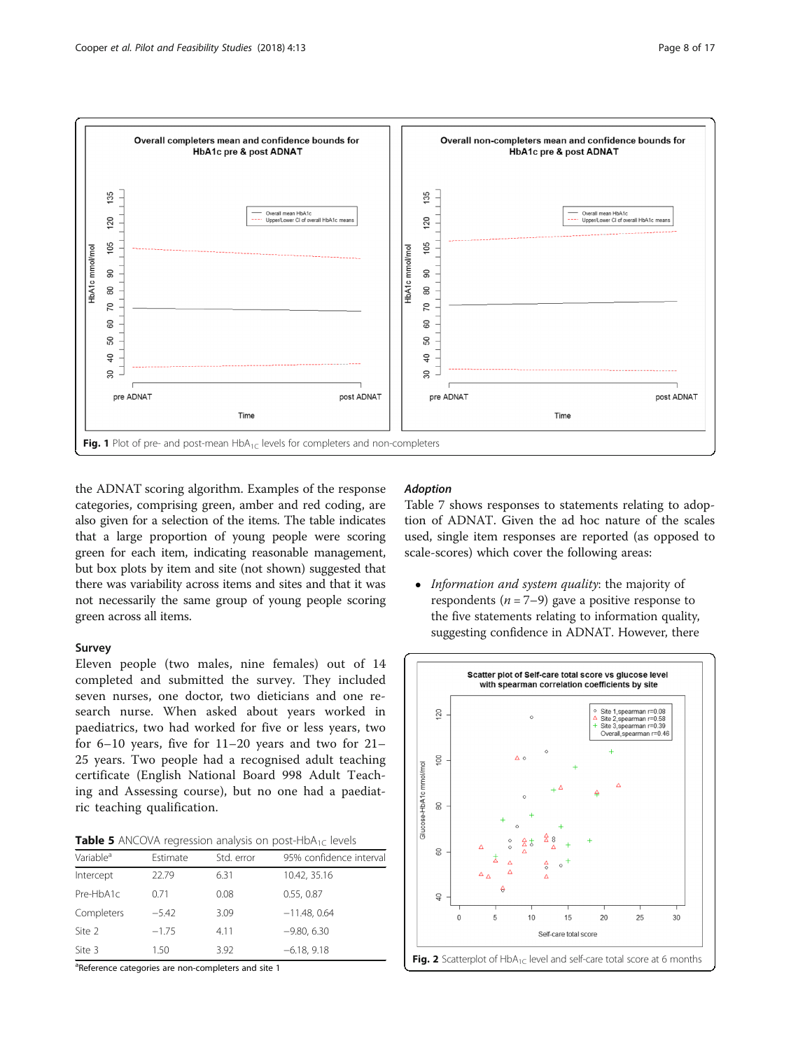Fig. 1 Plot of pre- and post-mean $HbA_{1C}$ levels for completers and non-completers

the ADNAT scoring algorithm. Examples of the response categories, comprising green, amber and red coding, are also given for a selection of the items. The table indicates that a large proportion of young people were scoring green for each item, indicating reasonable management, but box plots by item and site (not shown) suggested that there was variability across items and sites and that it was not necessarily the same group of young people scoring green across all items.

### Survey

Eleven people (two males, nine females) out of 14 completed and submitted the survey. They included seven nurses, one doctor, two dieticians and one research nurse. When asked about years worked in paediatrics, two had worked for five or less years, two for 6–10 years, five for 11–20 years and two for 21–25 years. Two people had a recognised adult teaching certificate (English National Board 998 Adult Teaching and Assessing course), but no one had a paediatric teaching qualification.

**Table 5** ANCOVA regression analysis on post-$HbA_{1C}$ levels

| Variable[a] | Estimate | Std. error | 95% confidence interval |
|---|---|---|---|
| Intercept | 22.79 | 6.31 | 10.42, 35.16 |
| Pre-HbA1c | 0.71 | 0.08 | 0.55, 0.87 |
| Completers | −5.42 | 3.09 | −11.48, 0.64 |
| Site 2 | −1.75 | 4.11 | −9.80, 6.30 |
| Site 3 | 1.50 | 3.92 | −6.18, 9.18 |

[a]Reference categories are non-completers and site 1

### Adoption

Table 7 shows responses to statements relating to adoption of ADNAT. Given the ad hoc nature of the scales used, single item responses are reported (as opposed to scale-scores) which cover the following areas:

- *Information and system quality*: the majority of respondents ($n = 7$–$9$) gave a positive response to the five statements relating to information quality, suggesting confidence in ADNAT. However, there

Fig. 2 Scatterplot of $HbA_{1C}$ level and self-care total score at 6 months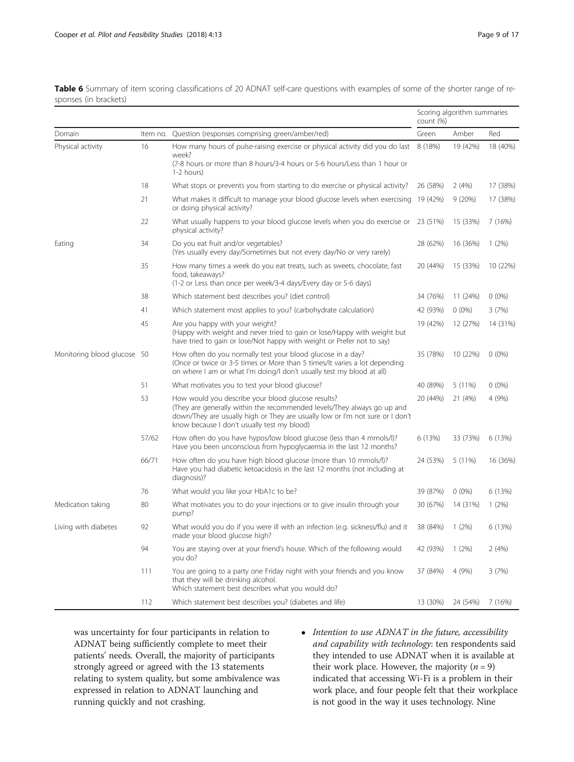**Table 6** Summary of item scoring classifications of 20 ADNAT self-care questions with examples of some of the shorter range of responses (in brackets)

| Domain | Item no. | Question (responses comprising green/amber/red) | Scoring algorithm summaries count (%) | | |
|---|---|---|---|---|---|
| | | | Green | Amber | Red |
| Physical activity | 16 | How many hours of pulse-raising exercise or physical activity did you do last week? (7-8 hours or more than 8 hours/3-4 hours or 5-6 hours/Less than 1 hour or 1-2 hours) | 8 (18%) | 19 (42%) | 18 (40%) |
| | 18 | What stops or prevents you from starting to do exercise or physical activity? | 26 (58%) | 2 (4%) | 17 (38%) |
| | 21 | What makes it difficult to manage your blood glucose levels when exercising or doing physical activity? | 19 (42%) | 9 (20%) | 17 (38%) |
| | 22 | What usually happens to your blood glucose levels when you do exercise or physical activity? | 23 (51%) | 15 (33%) | 7 (16%) |
| Eating | 34 | Do you eat fruit and/or vegetables? (Yes usually every day/Sometimes but not every day/No or very rarely) | 28 (62%) | 16 (36%) | 1 (2%) |
| | 35 | How many times a week do you eat treats, such as sweets, chocolate, fast food, takeaways? (1-2 or Less than once per week/3-4 days/Every day or 5-6 days) | 20 (44%) | 15 (33%) | 10 (22%) |
| | 38 | Which statement best describes you? (diet control) | 34 (76%) | 11 (24%) | 0 (0%) |
| | 41 | Which statement most applies to you? (carbohydrate calculation) | 42 (93%) | 0 (0%) | 3 (7%) |
| | 45 | Are you happy with your weight? (Happy with weight and never tried to gain or lose/Happy with weight but have tried to gain or lose/Not happy with weight or Prefer not to say) | 19 (42%) | 12 (27%) | 14 (31%) |
| Monitoring blood glucose | 50 | How often do you normally test your blood glucose in a day? (Once or twice or 3-5 times or More than 5 times/It varies a lot depending on where I am or what I'm doing/I don't usually test my blood at all) | 35 (78%) | 10 (22%) | 0 (0%) |
| | 51 | What motivates you to test your blood glucose? | 40 (89%) | 5 (11%) | 0 (0%) |
| | 53 | How would you describe your blood glucose results? (They are generally within the recommended levels/They always go up and down/They are usually high or They are usually low or I'm not sure or I don't know because I don't usually test my blood) | 20 (44%) | 21 (4%) | 4 (9%) |
| | 57/62 | How often do you have hypos/low blood glucose (less than 4 mmols/l)? Have you been unconscious from hypoglycaemia in the last 12 months? | 6 (13%) | 33 (73%) | 6 (13%) |
| | 66/71 | How often do you have high blood glucose (more than 10 mmols/l)? Have you had diabetic ketoacidosis in the last 12 months (not including at diagnosis)? | 24 (53%) | 5 (11%) | 16 (36%) |
| | 76 | What would you like your HbA1c to be? | 39 (87%) | 0 (0%) | 6 (13%) |
| Medication taking | 80 | What motivates you to do your injections or to give insulin through your pump? | 30 (67%) | 14 (31%) | 1 (2%) |
| Living with diabetes | 92 | What would you do if you were ill with an infection (e.g. sickness/flu) and it made your blood glucose high? | 38 (84%) | 1 (2%) | 6 (13%) |
| | 94 | You are staying over at your friend's house. Which of the following would you do? | 42 (93%) | 1 (2%) | 2 (4%) |
| | 111 | You are going to a party one Friday night with your friends and you know that they will be drinking alcohol. Which statement best describes what you would do? | 37 (84%) | 4 (9%) | 3 (7%) |
| | 112 | Which statement best describes you? (diabetes and life) | 13 (30%) | 24 (54%) | 7 (16%) |

was uncertainty for four participants in relation to ADNAT being sufficiently complete to meet their patients' needs. Overall, the majority of participants strongly agreed or agreed with the 13 statements relating to system quality, but some ambivalence was expressed in relation to ADNAT launching and running quickly and not crashing.

- *Intention to use ADNAT in the future, accessibility and capability with technology*: ten respondents said they intended to use ADNAT when it is available at their work place. However, the majority ($n = 9$) indicated that accessing Wi-Fi is a problem in their work place, and four people felt that their workplace is not good in the way it uses technology. Nine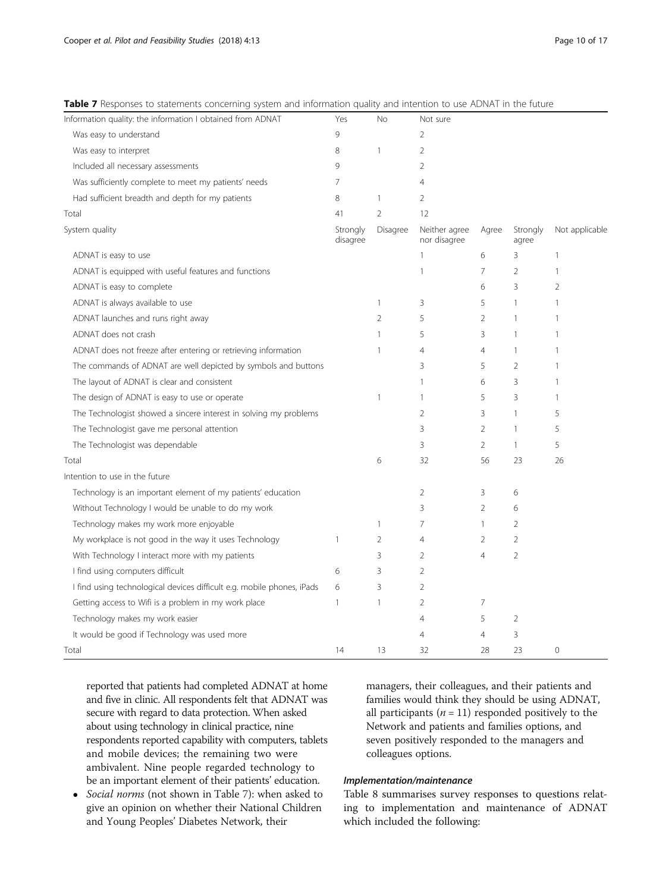**Table 7** Responses to statements concerning system and information quality and intention to use ADNAT in the future

| Information quality: the information I obtained from ADNAT | Yes | No | Not sure | | | |
|---|---|---|---|---|---|---|
| Was easy to understand | 9 | | 2 | | | |
| Was easy to interpret | 8 | 1 | 2 | | | |
| Included all necessary assessments | 9 | | 2 | | | |
| Was sufficiently complete to meet my patients' needs | 7 | | 4 | | | |
| Had sufficient breadth and depth for my patients | 8 | 1 | 2 | | | |
| Total | 41 | 2 | 12 | | | |
| System quality | Strongly disagree | Disagree | Neither agree nor disagree | Agree | Strongly agree | Not applicable |
| ADNAT is easy to use | | | 1 | 6 | 3 | 1 |
| ADNAT is equipped with useful features and functions | | | 1 | 7 | 2 | 1 |
| ADNAT is easy to complete | | | | 6 | 3 | 2 |
| ADNAT is always available to use | | 1 | 3 | 5 | 1 | 1 |
| ADNAT launches and runs right away | | 2 | 5 | 2 | 1 | 1 |
| ADNAT does not crash | | 1 | 5 | 3 | 1 | 1 |
| ADNAT does not freeze after entering or retrieving information | | 1 | 4 | 4 | 1 | 1 |
| The commands of ADNAT are well depicted by symbols and buttons | | | 3 | 5 | 2 | 1 |
| The layout of ADNAT is clear and consistent | | | 1 | 6 | 3 | 1 |
| The design of ADNAT is easy to use or operate | | 1 | 1 | 5 | 3 | 1 |
| The Technologist showed a sincere interest in solving my problems | | | 2 | 3 | 1 | 5 |
| The Technologist gave me personal attention | | | 3 | 2 | 1 | 5 |
| The Technologist was dependable | | | 3 | 2 | 1 | 5 |
| Total | | 6 | 32 | 56 | 23 | 26 |
| Intention to use in the future | | | | | | |
| Technology is an important element of my patients' education | | | 2 | 3 | 6 | |
| Without Technology I would be unable to do my work | | | 3 | 2 | 6 | |
| Technology makes my work more enjoyable | | 1 | 7 | 1 | 2 | |
| My workplace is not good in the way it uses Technology | 1 | 2 | 4 | 2 | 2 | |
| With Technology I interact more with my patients | | 3 | 2 | 4 | 2 | |
| I find using computers difficult | 6 | 3 | 2 | | | |
| I find using technological devices difficult e.g. mobile phones, iPads | 6 | 3 | 2 | | | |
| Getting access to Wifi is a problem in my work place | 1 | 1 | 2 | 7 | | |
| Technology makes my work easier | | | 4 | 5 | 2 | |
| It would be good if Technology was used more | | | 4 | 4 | 3 | |
| Total | 14 | 13 | 32 | 28 | 23 | 0 |

reported that patients had completed ADNAT at home and five in clinic. All respondents felt that ADNAT was secure with regard to data protection. When asked about using technology in clinical practice, nine respondents reported capability with computers, tablets and mobile devices; the remaining two were ambivalent. Nine people regarded technology to be an important element of their patients' education.

- *Social norms* (not shown in Table 7): when asked to give an opinion on whether their National Children and Young Peoples' Diabetes Network, their managers, their colleagues, and their patients and families would think they should be using ADNAT, all participants ($n = 11$) responded positively to the Network and patients and families options, and seven positively responded to the managers and colleagues options.

#### *Implementation/maintenance*

Table 8 summarises survey responses to questions relating to implementation and maintenance of ADNAT which included the following: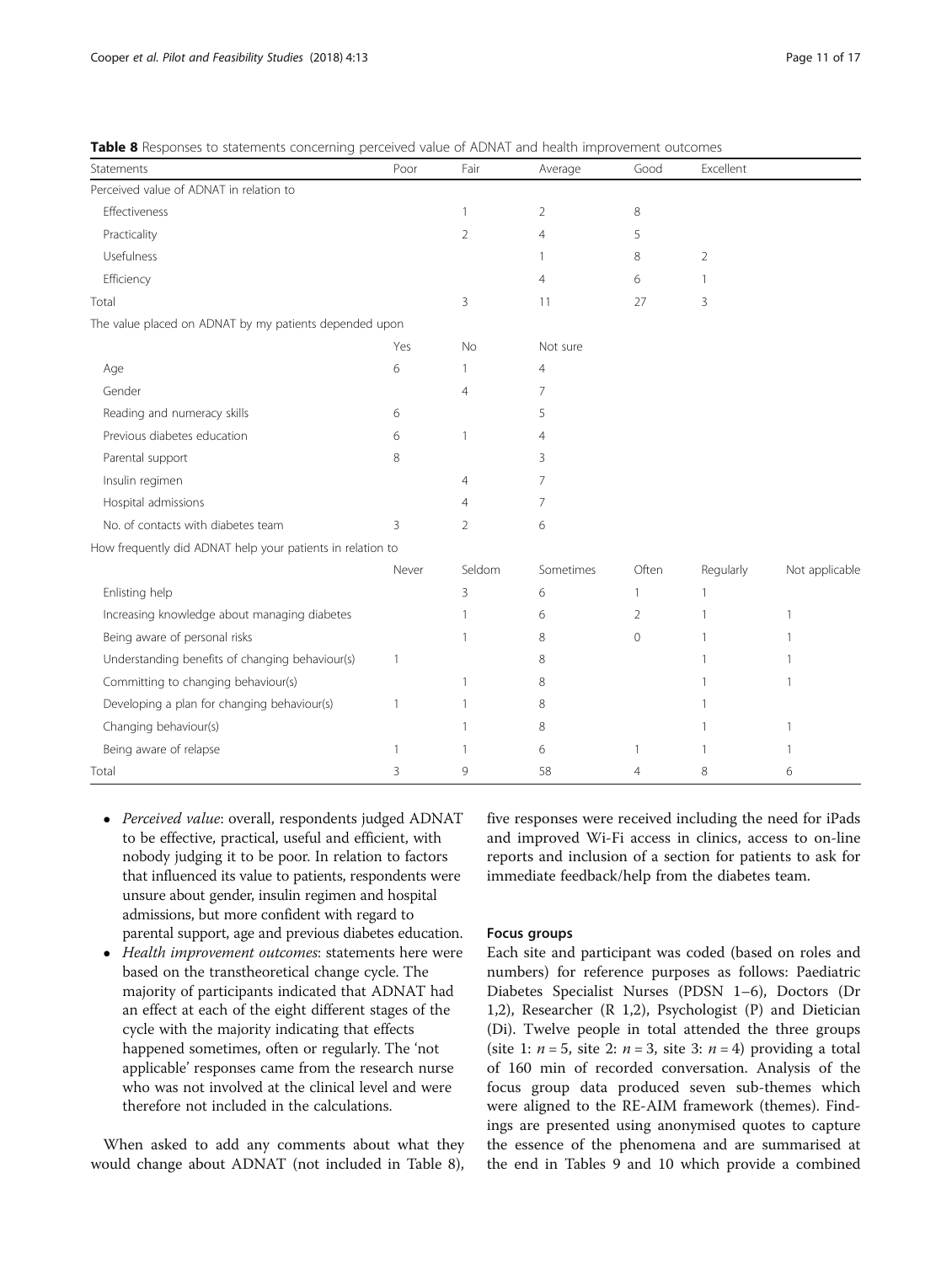**Table 8** Responses to statements concerning perceived value of ADNAT and health improvement outcomes

| Statements | Poor | Fair | Average | Good | Excellent | |
|---|---|---|---|---|---|---|
| Perceived value of ADNAT in relation to | | | | | | |
| Effectiveness | | 1 | 2 | 8 | | |
| Practicality | | 2 | 4 | 5 | | |
| Usefulness | | | 1 | 8 | 2 | |
| Efficiency | | | 4 | 6 | 1 | |
| Total | | 3 | 11 | 27 | 3 | |
| The value placed on ADNAT by my patients depended upon | | | | | | |
| | Yes | No | Not sure | | | |
| Age | 6 | 1 | 4 | | | |
| Gender | | 4 | 7 | | | |
| Reading and numeracy skills | 6 | | 5 | | | |
| Previous diabetes education | 6 | 1 | 4 | | | |
| Parental support | 8 | | 3 | | | |
| Insulin regimen | | 4 | 7 | | | |
| Hospital admissions | | 4 | 7 | | | |
| No. of contacts with diabetes team | 3 | 2 | 6 | | | |
| How frequently did ADNAT help your patients in relation to | | | | | | |
| | Never | Seldom | Sometimes | Often | Regularly | Not applicable |
| Enlisting help | | 3 | 6 | 1 | 1 | |
| Increasing knowledge about managing diabetes | | 1 | 6 | 2 | 1 | 1 |
| Being aware of personal risks | | 1 | 8 | 0 | 1 | 1 |
| Understanding benefits of changing behaviour(s) | 1 | | 8 | | 1 | 1 |
| Committing to changing behaviour(s) | | 1 | 8 | | 1 | 1 |
| Developing a plan for changing behaviour(s) | 1 | 1 | 8 | | 1 | |
| Changing behaviour(s) | | 1 | 8 | | 1 | 1 |
| Being aware of relapse | 1 | 1 | 6 | 1 | 1 | 1 |
| Total | 3 | 9 | 58 | 4 | 8 | 6 |

- *Perceived value*: overall, respondents judged ADNAT to be effective, practical, useful and efficient, with nobody judging it to be poor. In relation to factors that influenced its value to patients, respondents were unsure about gender, insulin regimen and hospital admissions, but more confident with regard to parental support, age and previous diabetes education.
- *Health improvement outcomes*: statements here were based on the transtheoretical change cycle. The majority of participants indicated that ADNAT had an effect at each of the eight different stages of the cycle with the majority indicating that effects happened sometimes, often or regularly. The 'not applicable' responses came from the research nurse who was not involved at the clinical level and were therefore not included in the calculations.

When asked to add any comments about what they would change about ADNAT (not included in Table 8), five responses were received including the need for iPads and improved Wi-Fi access in clinics, access to on-line reports and inclusion of a section for patients to ask for immediate feedback/help from the diabetes team.

#### Focus groups

Each site and participant was coded (based on roles and numbers) for reference purposes as follows: Paediatric Diabetes Specialist Nurses (PDSN 1–6), Doctors (Dr 1,2), Researcher (R 1,2), Psychologist (P) and Dietician (Di). Twelve people in total attended the three groups (site 1: $n = 5$, site 2: $n = 3$, site 3: $n = 4$) providing a total of 160 min of recorded conversation. Analysis of the focus group data produced seven sub-themes which were aligned to the RE-AIM framework (themes). Findings are presented using anonymised quotes to capture the essence of the phenomena and are summarised at the end in Tables 9 and 10 which provide a combined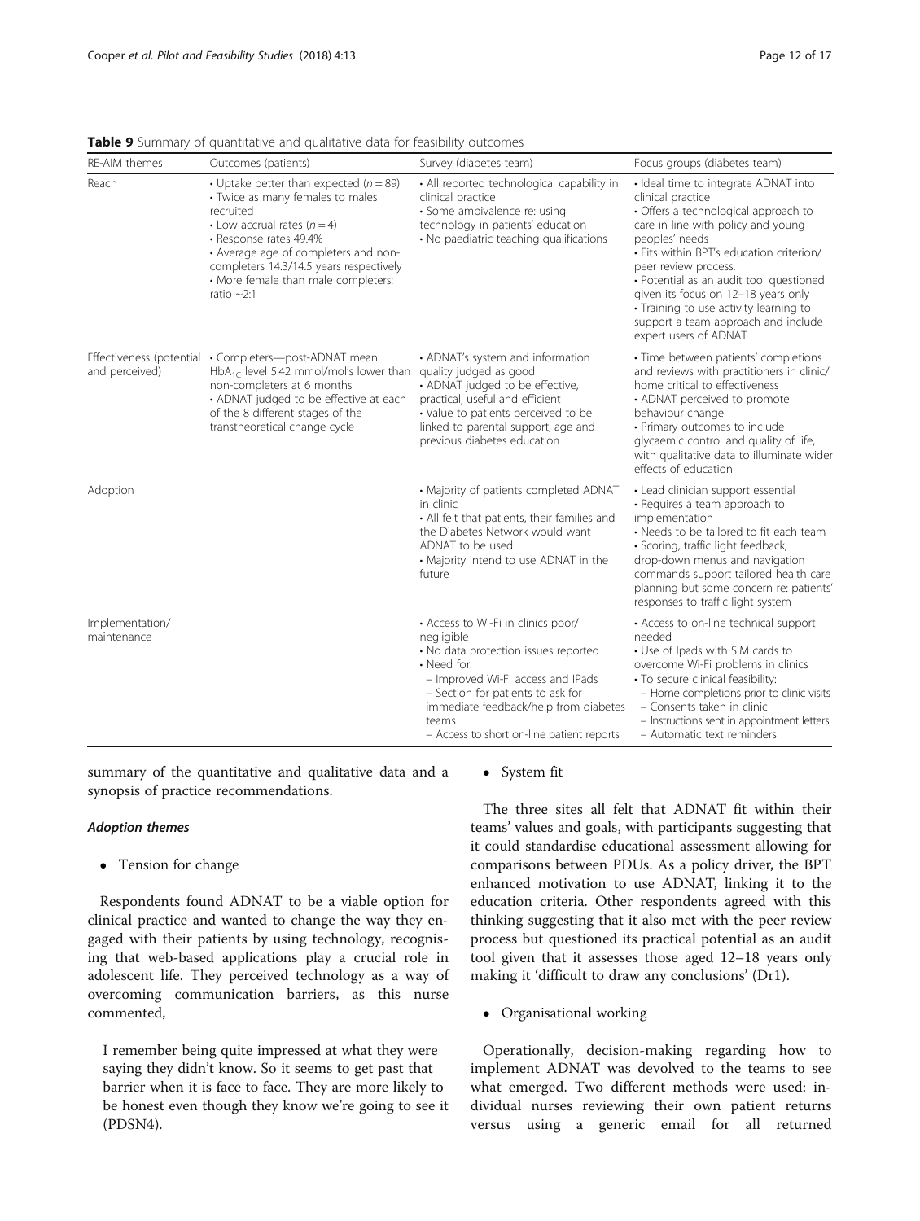**Table 9** Summary of quantitative and qualitative data for feasibility outcomes

| RE-AIM themes | Outcomes (patients) | Survey (diabetes team) | Focus groups (diabetes team) |
| --- | --- | --- | --- |
| Reach | • Uptake better than expected ($n = 89$)<br>• Twice as many females to males recruited<br>• Low accrual rates ($n = 4$)<br>• Response rates 49.4%<br>• Average age of completers and non-completers 14.3/14.5 years respectively<br>• More female than male completers: ratio ~2:1 | • All reported technological capability in clinical practice<br>• Some ambivalence re: using technology in patients' education<br>• No paediatric teaching qualifications | • Ideal time to integrate ADNAT into clinical practice<br>• Offers a technological approach to care in line with policy and young peoples' needs<br>• Fits within BPT's education criterion/ peer review process.<br>• Potential as an audit tool questioned given its focus on 12–18 years only<br>• Training to use activity learning to support a team approach and include expert users of ADNAT |
| Effectiveness (potential and perceived) | • Completers—post-ADNAT mean $HbA_{1C}$ level 5.42 mmol/mol's lower than non-completers at 6 months<br>• ADNAT judged to be effective at each of the 8 different stages of the transtheoretical change cycle | • ADNAT's system and information quality judged as good<br>• ADNAT judged to be effective, practical, useful and efficient<br>• Value to patients perceived to be linked to parental support, age and previous diabetes education | • Time between patients' completions and reviews with practitioners in clinic/ home critical to effectiveness<br>• ADNAT perceived to promote behaviour change<br>• Primary outcomes to include glycaemic control and quality of life, with qualitative data to illuminate wider effects of education |
| Adoption | | • Majority of patients completed ADNAT in clinic<br>• All felt that patients, their families and the Diabetes Network would want ADNAT to be used<br>• Majority intend to use ADNAT in the future | • Lead clinician support essential<br>• Requires a team approach to implementation<br>• Needs to be tailored to fit each team<br>• Scoring, traffic light feedback, drop-down menus and navigation commands support tailored health care planning but some concern re: patients' responses to traffic light system |
| Implementation/ maintenance | | • Access to Wi-Fi in clinics poor/ negligible<br>• No data protection issues reported<br>• Need for:<br>– Improved Wi-Fi access and IPads<br>– Section for patients to ask for immediate feedback/help from diabetes teams<br>– Access to short on-line patient reports | • Access to on-line technical support needed<br>• Use of Ipads with SIM cards to overcome Wi-Fi problems in clinics<br>• To secure clinical feasibility:<br>– Home completions prior to clinic visits<br>– Consents taken in clinic<br>– Instructions sent in appointment letters<br>– Automatic text reminders |

summary of the quantitative and qualitative data and a synopsis of practice recommendations.

#### *Adoption themes*

- Tension for change

Respondents found ADNAT to be a viable option for clinical practice and wanted to change the way they engaged with their patients by using technology, recognising that web-based applications play a crucial role in adolescent life. They perceived technology as a way of overcoming communication barriers, as this nurse commented,

> I remember being quite impressed at what they were saying they didn't know. So it seems to get past that barrier when it is face to face. They are more likely to be honest even though they know we're going to see it (PDSN4).

- System fit

The three sites all felt that ADNAT fit within their teams' values and goals, with participants suggesting that it could standardise educational assessment allowing for comparisons between PDUs. As a policy driver, the BPT enhanced motivation to use ADNAT, linking it to the education criteria. Other respondents agreed with this thinking suggesting that it also met with the peer review process but questioned its practical potential as an audit tool given that it assesses those aged 12–18 years only making it 'difficult to draw any conclusions' (Dr1).

- Organisational working

Operationally, decision-making regarding how to implement ADNAT was devolved to the teams to see what emerged. Two different methods were used: individual nurses reviewing their own patient returns versus using a generic email for all returned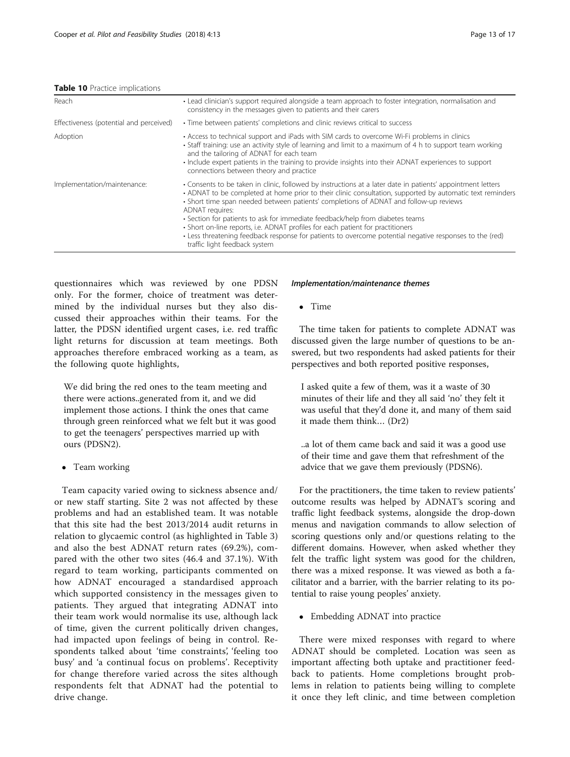**Table 10** Practice implications

| | |
|---|---|
| Reach | • Lead clinician's support required alongside a team approach to foster integration, normalisation and consistency in the messages given to patients and their carers |
| Effectiveness (potential and perceived) | • Time between patients' completions and clinic reviews critical to success |
| Adoption | • Access to technical support and iPads with SIM cards to overcome Wi-Fi problems in clinics<br>• Staff training: use an activity style of learning and limit to a maximum of 4 h to support team working and the tailoring of ADNAT for each team<br>• Include expert patients in the training to provide insights into their ADNAT experiences to support connections between theory and practice |
| Implementation/maintenance: | • Consents to be taken in clinic, followed by instructions at a later date in patients' appointment letters<br>• ADNAT to be completed at home prior to their clinic consultation, supported by automatic text reminders<br>• Short time span needed between patients' completions of ADNAT and follow-up reviews<br>ADNAT requires:<br>• Section for patients to ask for immediate feedback/help from diabetes teams<br>• Short on-line reports, i.e. ADNAT profiles for each patient for practitioners<br>• Less threatening feedback response for patients to overcome potential negative responses to the (red) traffic light feedback system |

questionnaires which was reviewed by one PDSN only. For the former, choice of treatment was determined by the individual nurses but they also discussed their approaches within their teams. For the latter, the PDSN identified urgent cases, i.e. red traffic light returns for discussion at team meetings. Both approaches therefore embraced working as a team, as the following quote highlights,

> We did bring the red ones to the team meeting and there were actions..generated from it, and we did implement those actions. I think the ones that came through green reinforced what we felt but it was good to get the teenagers' perspectives married up with ours (PDSN2).

- Team working

Team capacity varied owing to sickness absence and/or new staff starting. Site 2 was not affected by these problems and had an established team. It was notable that this site had the best 2013/2014 audit returns in relation to glycaemic control (as highlighted in Table 3) and also the best ADNAT return rates (69.2%), compared with the other two sites (46.4 and 37.1%). With regard to team working, participants commented on how ADNAT encouraged a standardised approach which supported consistency in the messages given to patients. They argued that integrating ADNAT into their team work would normalise its use, although lack of time, given the current politically driven changes, had impacted upon feelings of being in control. Respondents talked about 'time constraints', 'feeling too busy' and 'a continual focus on problems'. Receptivity for change therefore varied across the sites although respondents felt that ADNAT had the potential to drive change.

#### *Implementation/maintenance themes*

- Time

The time taken for patients to complete ADNAT was discussed given the large number of questions to be answered, but two respondents had asked patients for their perspectives and both reported positive responses,

> I asked quite a few of them, was it a waste of 30 minutes of their life and they all said 'no' they felt it was useful that they'd done it, and many of them said it made them think… (Dr2)

> ..a lot of them came back and said it was a good use of their time and gave them that refreshment of the advice that we gave them previously (PDSN6).

For the practitioners, the time taken to review patients' outcome results was helped by ADNAT's scoring and traffic light feedback systems, alongside the drop-down menus and navigation commands to allow selection of scoring questions only and/or questions relating to the different domains. However, when asked whether they felt the traffic light system was good for the children, there was a mixed response. It was viewed as both a facilitator and a barrier, with the barrier relating to its potential to raise young peoples' anxiety.

- Embedding ADNAT into practice

There were mixed responses with regard to where ADNAT should be completed. Location was seen as important affecting both uptake and practitioner feedback to patients. Home completions brought problems in relation to patients being willing to complete it once they left clinic, and time between completion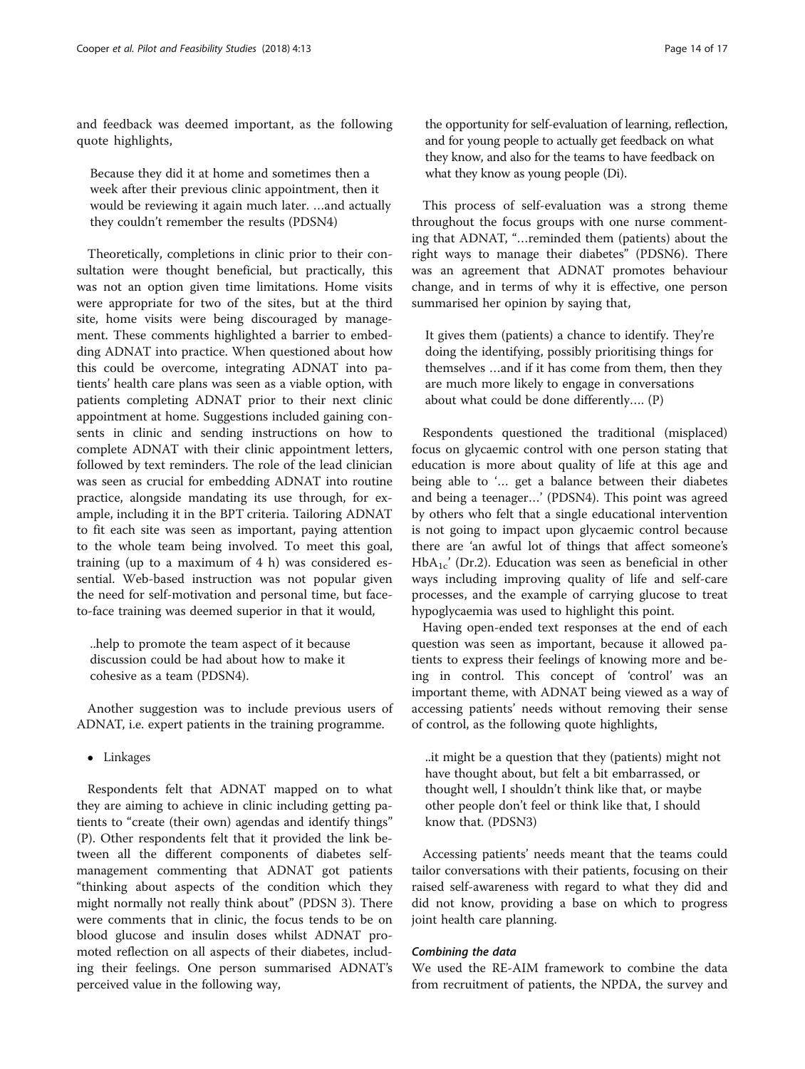and feedback was deemed important, as the following quote highlights,

> Because they did it at home and sometimes then a week after their previous clinic appointment, then it would be reviewing it again much later. …and actually they couldn't remember the results (PDSN4)

Theoretically, completions in clinic prior to their consultation were thought beneficial, but practically, this was not an option given time limitations. Home visits were appropriate for two of the sites, but at the third site, home visits were being discouraged by management. These comments highlighted a barrier to embedding ADNAT into practice. When questioned about how this could be overcome, integrating ADNAT into patients' health care plans was seen as a viable option, with patients completing ADNAT prior to their next clinic appointment at home. Suggestions included gaining consents in clinic and sending instructions on how to complete ADNAT with their clinic appointment letters, followed by text reminders. The role of the lead clinician was seen as crucial for embedding ADNAT into routine practice, alongside mandating its use through, for example, including it in the BPT criteria. Tailoring ADNAT to fit each site was seen as important, paying attention to the whole team being involved. To meet this goal, training (up to a maximum of 4 h) was considered essential. Web-based instruction was not popular given the need for self-motivation and personal time, but face-to-face training was deemed superior in that it would,

> ..help to promote the team aspect of it because discussion could be had about how to make it cohesive as a team (PDSN4).

Another suggestion was to include previous users of ADNAT, i.e. expert patients in the training programme.

- Linkages

Respondents felt that ADNAT mapped on to what they are aiming to achieve in clinic including getting patients to "create (their own) agendas and identify things" (P). Other respondents felt that it provided the link between all the different components of diabetes self-management commenting that ADNAT got patients "thinking about aspects of the condition which they might normally not really think about" (PDSN 3). There were comments that in clinic, the focus tends to be on blood glucose and insulin doses whilst ADNAT promoted reflection on all aspects of their diabetes, including their feelings. One person summarised ADNAT's perceived value in the following way,

> the opportunity for self-evaluation of learning, reflection, and for young people to actually get feedback on what they know, and also for the teams to have feedback on what they know as young people (Di).

This process of self-evaluation was a strong theme throughout the focus groups with one nurse commenting that ADNAT, "…reminded them (patients) about the right ways to manage their diabetes" (PDSN6). There was an agreement that ADNAT promotes behaviour change, and in terms of why it is effective, one person summarised her opinion by saying that,

> It gives them (patients) a chance to identify. They're doing the identifying, possibly prioritising things for themselves …and if it has come from them, then they are much more likely to engage in conversations about what could be done differently…. (P)

Respondents questioned the traditional (misplaced) focus on glycaemic control with one person stating that education is more about quality of life at this age and being able to '… get a balance between their diabetes and being a teenager…' (PDSN4). This point was agreed by others who felt that a single educational intervention is not going to impact upon glycaemic control because there are 'an awful lot of things that affect someone's $HbA_{1c}$' (Dr.2). Education was seen as beneficial in other ways including improving quality of life and self-care processes, and the example of carrying glucose to treat hypoglycaemia was used to highlight this point.

Having open-ended text responses at the end of each question was seen as important, because it allowed patients to express their feelings of knowing more and being in control. This concept of 'control' was an important theme, with ADNAT being viewed as a way of accessing patients' needs without removing their sense of control, as the following quote highlights,

> ..it might be a question that they (patients) might not have thought about, but felt a bit embarrassed, or thought well, I shouldn't think like that, or maybe other people don't feel or think like that, I should know that. (PDSN3)

Accessing patients' needs meant that the teams could tailor conversations with their patients, focusing on their raised self-awareness with regard to what they did and did not know, providing a base on which to progress joint health care planning.

### *Combining the data*

We used the RE-AIM framework to combine the data from recruitment of patients, the NPDA, the survey and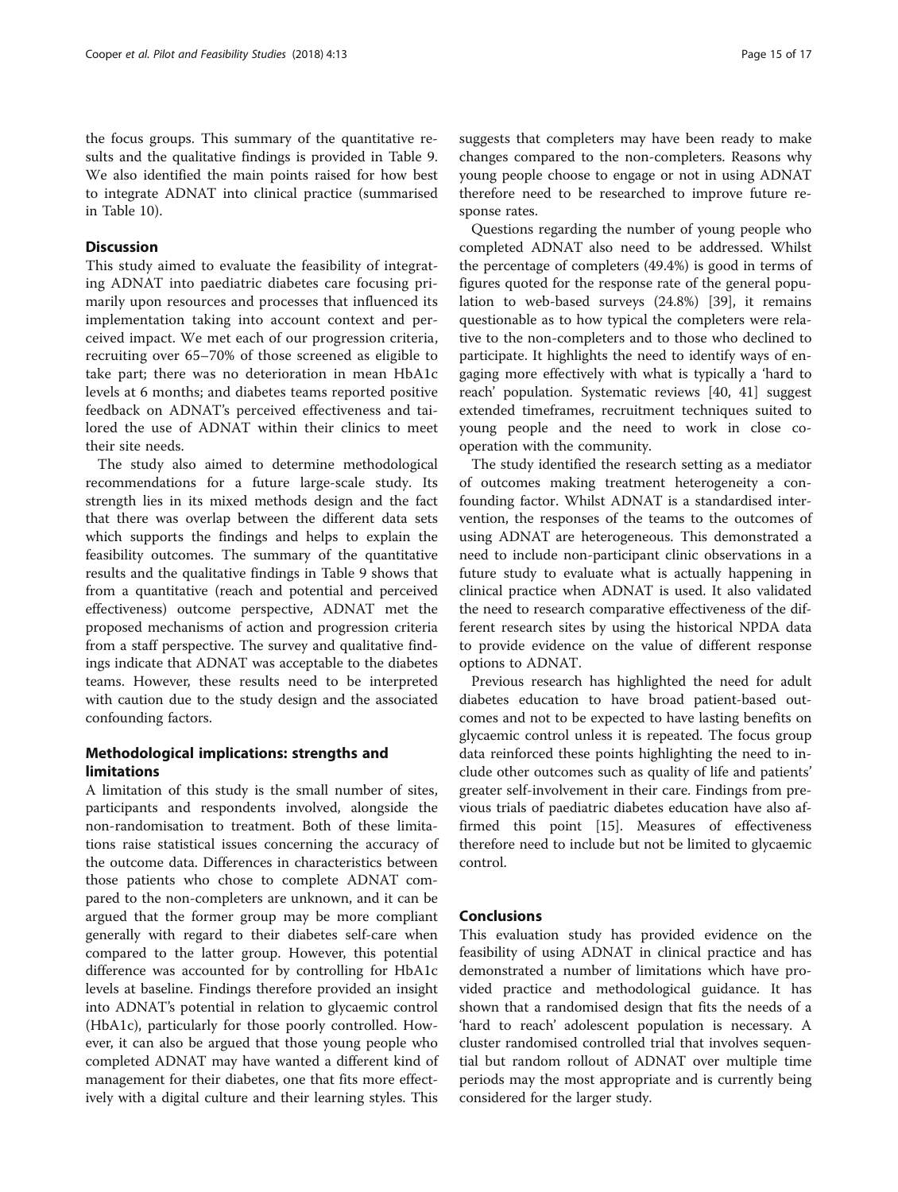the focus groups. This summary of the quantitative results and the qualitative findings is provided in Table 9. We also identified the main points raised for how best to integrate ADNAT into clinical practice (summarised in Table 10).

## Discussion

This study aimed to evaluate the feasibility of integrating ADNAT into paediatric diabetes care focusing primarily upon resources and processes that influenced its implementation taking into account context and perceived impact. We met each of our progression criteria, recruiting over 65–70% of those screened as eligible to take part; there was no deterioration in mean HbA1c levels at 6 months; and diabetes teams reported positive feedback on ADNAT's perceived effectiveness and tailored the use of ADNAT within their clinics to meet their site needs.

The study also aimed to determine methodological recommendations for a future large-scale study. Its strength lies in its mixed methods design and the fact that there was overlap between the different data sets which supports the findings and helps to explain the feasibility outcomes. The summary of the quantitative results and the qualitative findings in Table 9 shows that from a quantitative (reach and potential and perceived effectiveness) outcome perspective, ADNAT met the proposed mechanisms of action and progression criteria from a staff perspective. The survey and qualitative findings indicate that ADNAT was acceptable to the diabetes teams. However, these results need to be interpreted with caution due to the study design and the associated confounding factors.

## Methodological implications: strengths and limitations

A limitation of this study is the small number of sites, participants and respondents involved, alongside the non-randomisation to treatment. Both of these limitations raise statistical issues concerning the accuracy of the outcome data. Differences in characteristics between those patients who chose to complete ADNAT compared to the non-completers are unknown, and it can be argued that the former group may be more compliant generally with regard to their diabetes self-care when compared to the latter group. However, this potential difference was accounted for by controlling for HbA1c levels at baseline. Findings therefore provided an insight into ADNAT's potential in relation to glycaemic control (HbA1c), particularly for those poorly controlled. However, it can also be argued that those young people who completed ADNAT may have wanted a different kind of management for their diabetes, one that fits more effectively with a digital culture and their learning styles. This suggests that completers may have been ready to make changes compared to the non-completers. Reasons why young people choose to engage or not in using ADNAT therefore need to be researched to improve future response rates.

Questions regarding the number of young people who completed ADNAT also need to be addressed. Whilst the percentage of completers (49.4%) is good in terms of figures quoted for the response rate of the general population to web-based surveys (24.8%) [39], it remains questionable as to how typical the completers were relative to the non-completers and to those who declined to participate. It highlights the need to identify ways of engaging more effectively with what is typically a 'hard to reach' population. Systematic reviews [40, 41] suggest extended timeframes, recruitment techniques suited to young people and the need to work in close cooperation with the community.

The study identified the research setting as a mediator of outcomes making treatment heterogeneity a confounding factor. Whilst ADNAT is a standardised intervention, the responses of the teams to the outcomes of using ADNAT are heterogeneous. This demonstrated a need to include non-participant clinic observations in a future study to evaluate what is actually happening in clinical practice when ADNAT is used. It also validated the need to research comparative effectiveness of the different research sites by using the historical NPDA data to provide evidence on the value of different response options to ADNAT.

Previous research has highlighted the need for adult diabetes education to have broad patient-based outcomes and not to be expected to have lasting benefits on glycaemic control unless it is repeated. The focus group data reinforced these points highlighting the need to include other outcomes such as quality of life and patients' greater self-involvement in their care. Findings from previous trials of paediatric diabetes education have also affirmed this point [15]. Measures of effectiveness therefore need to include but not be limited to glycaemic control.

## Conclusions

This evaluation study has provided evidence on the feasibility of using ADNAT in clinical practice and has demonstrated a number of limitations which have provided practice and methodological guidance. It has shown that a randomised design that fits the needs of a 'hard to reach' adolescent population is necessary. A cluster randomised controlled trial that involves sequential but random rollout of ADNAT over multiple time periods may the most appropriate and is currently being considered for the larger study.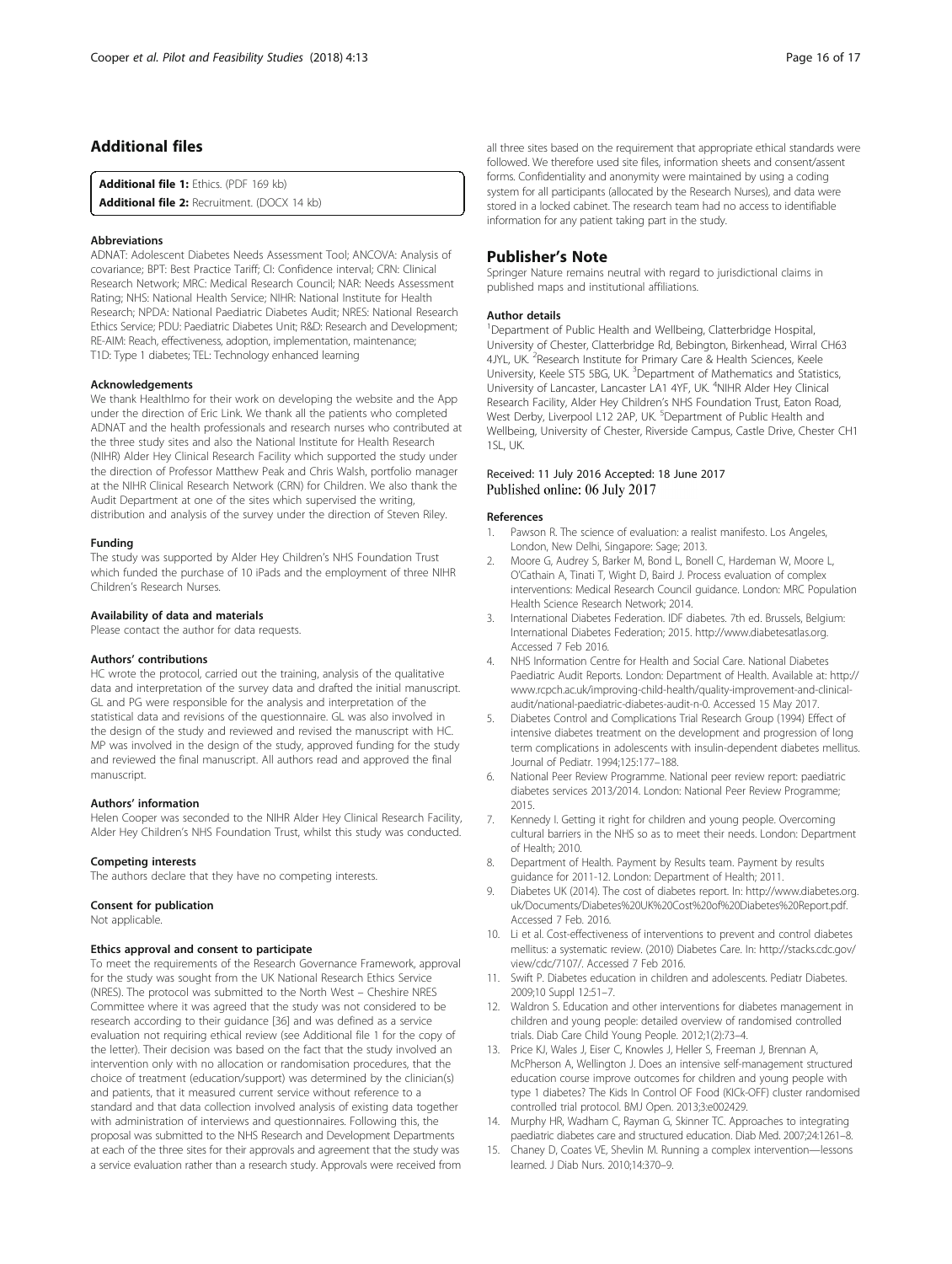## Additional files

**Additional file 1:** Ethics. (PDF 169 kb)
**Additional file 2:** Recruitment. (DOCX 14 kb)

#### Abbreviations

ADNAT: Adolescent Diabetes Needs Assessment Tool; ANCOVA: Analysis of covariance; BPT: Best Practice Tariff; CI: Confidence interval; CRN: Clinical Research Network; MRC: Medical Research Council; NAR: Needs Assessment Rating; NHS: National Health Service; NIHR: National Institute for Health Research; NPDA: National Paediatric Diabetes Audit; NRES: National Research Ethics Service; PDU: Paediatric Diabetes Unit; R&D: Research and Development; RE-AIM: Reach, effectiveness, adoption, implementation, maintenance; T1D: Type 1 diabetes; TEL: Technology enhanced learning

#### Acknowledgements

We thank HealthImo for their work on developing the website and the App under the direction of Eric Link. We thank all the patients who completed ADNAT and the health professionals and research nurses who contributed at the three study sites and also the National Institute for Health Research (NIHR) Alder Hey Clinical Research Facility which supported the study under the direction of Professor Matthew Peak and Chris Walsh, portfolio manager at the NIHR Clinical Research Network (CRN) for Children. We also thank the Audit Department at one of the sites which supervised the writing, distribution and analysis of the survey under the direction of Steven Riley.

#### Funding

The study was supported by Alder Hey Children's NHS Foundation Trust which funded the purchase of 10 iPads and the employment of three NIHR Children's Research Nurses.

#### Availability of data and materials

Please contact the author for data requests.

#### Authors' contributions

HC wrote the protocol, carried out the training, analysis of the qualitative data and interpretation of the survey data and drafted the initial manuscript. GL and PG were responsible for the analysis and interpretation of the statistical data and revisions of the questionnaire. GL was also involved in the design of the study and reviewed and revised the manuscript with HC. MP was involved in the design of the study, approved funding for the study and reviewed the final manuscript. All authors read and approved the final manuscript.

#### Authors' information

Helen Cooper was seconded to the NIHR Alder Hey Clinical Research Facility, Alder Hey Children's NHS Foundation Trust, whilst this study was conducted.

#### Competing interests

The authors declare that they have no competing interests.

#### Consent for publication

Not applicable.

#### Ethics approval and consent to participate

To meet the requirements of the Research Governance Framework, approval for the study was sought from the UK National Research Ethics Service (NRES). The protocol was submitted to the North West – Cheshire NRES Committee where it was agreed that the study was not considered to be research according to their guidance [36] and was defined as a service evaluation not requiring ethical review (see Additional file 1 for the copy of the letter). Their decision was based on the fact that the study involved an intervention only with no allocation or randomisation procedures, that the choice of treatment (education/support) was determined by the clinician(s) and patients, that it measured current service without reference to a standard and that data collection involved analysis of existing data together with administration of interviews and questionnaires. Following this, the proposal was submitted to the NHS Research and Development Departments at each of the three sites for their approvals and agreement that the study was a service evaluation rather than a research study. Approvals were received from all three sites based on the requirement that appropriate ethical standards were followed. We therefore used site files, information sheets and consent/assent forms. Confidentiality and anonymity were maintained by using a coding system for all participants (allocated by the Research Nurses), and data were stored in a locked cabinet. The research team had no access to identifiable information for any patient taking part in the study.

## Publisher's Note

Springer Nature remains neutral with regard to jurisdictional claims in published maps and institutional affiliations.

#### Author details

[1]Department of Public Health and Wellbeing, Clatterbridge Hospital, University of Chester, Clatterbridge Rd, Bebington, Birkenhead, Wirral CH63 4JYL, UK. [2]Research Institute for Primary Care & Health Sciences, Keele University, Keele ST5 5BG, UK. [3]Department of Mathematics and Statistics, University of Lancaster, Lancaster LA1 4YF, UK. [4]NIHR Alder Hey Clinical Research Facility, Alder Hey Children's NHS Foundation Trust, Eaton Road, West Derby, Liverpool L12 2AP, UK. [5]Department of Public Health and Wellbeing, University of Chester, Riverside Campus, Castle Drive, Chester CH1 1SL, UK.

Received: 11 July 2016 Accepted: 18 June 2017
Published online: 06 July 2017

#### References

1. Pawson R. The science of evaluation: a realist manifesto. Los Angeles, London, New Delhi, Singapore: Sage; 2013.
2. Moore G, Audrey S, Barker M, Bond L, Bonell C, Hardeman W, Moore L, O'Cathain A, Tinati T, Wight D, Baird J. Process evaluation of complex interventions: Medical Research Council guidance. London: MRC Population Health Science Research Network; 2014.
3. International Diabetes Federation. IDF diabetes. 7th ed. Brussels, Belgium: International Diabetes Federation; 2015. http://www.diabetesatlas.org. Accessed 7 Feb 2016.
4. NHS Information Centre for Health and Social Care. National Diabetes Paediatric Audit Reports. London: Department of Health. Available at: http://www.rcpch.ac.uk/improving-child-health/quality-improvement-and-clinical-audit/national-paediatric-diabetes-audit-n-0. Accessed 15 May 2017.
5. Diabetes Control and Complications Trial Research Group (1994) Effect of intensive diabetes treatment on the development and progression of long term complications in adolescents with insulin-dependent diabetes mellitus. Journal of Pediatr. 1994;125:177–188.
6. National Peer Review Programme. National peer review report: paediatric diabetes services 2013/2014. London: National Peer Review Programme; 2015.
7. Kennedy I. Getting it right for children and young people. Overcoming cultural barriers in the NHS so as to meet their needs. London: Department of Health; 2010.
8. Department of Health. Payment by Results team. Payment by results guidance for 2011-12. London: Department of Health; 2011.
9. Diabetes UK (2014). The cost of diabetes report. In: http://www.diabetes.org.uk/Documents/Diabetes%20UK%20Cost%20of%20Diabetes%20Report.pdf. Accessed 7 Feb. 2016.
10. Li et al. Cost-effectiveness of interventions to prevent and control diabetes mellitus: a systematic review. (2010) Diabetes Care. In: http://stacks.cdc.gov/view/cdc/7107/. Accessed 7 Feb 2016.
11. Swift P. Diabetes education in children and adolescents. Pediatr Diabetes. 2009;10 Suppl 12:51–7.
12. Waldron S. Education and other interventions for diabetes management in children and young people: detailed overview of randomised controlled trials. Diab Care Child Young People. 2012;1(2):73–4.
13. Price KJ, Wales J, Eiser C, Knowles J, Heller S, Freeman J, Brennan A, McPherson A, Wellington J. Does an intensive self-management structured education course improve outcomes for children and young people with type 1 diabetes? The Kids In Control OF Food (KICk-OFF) cluster randomised controlled trial protocol. BMJ Open. 2013;3:e002429.
14. Murphy HR, Wadham C, Rayman G, Skinner TC. Approaches to integrating paediatric diabetes care and structured education. Diab Med. 2007;24:1261–8.
15. Chaney D, Coates VE, Shevlin M. Running a complex intervention—lessons learned. J Diab Nurs. 2010;14:370–9.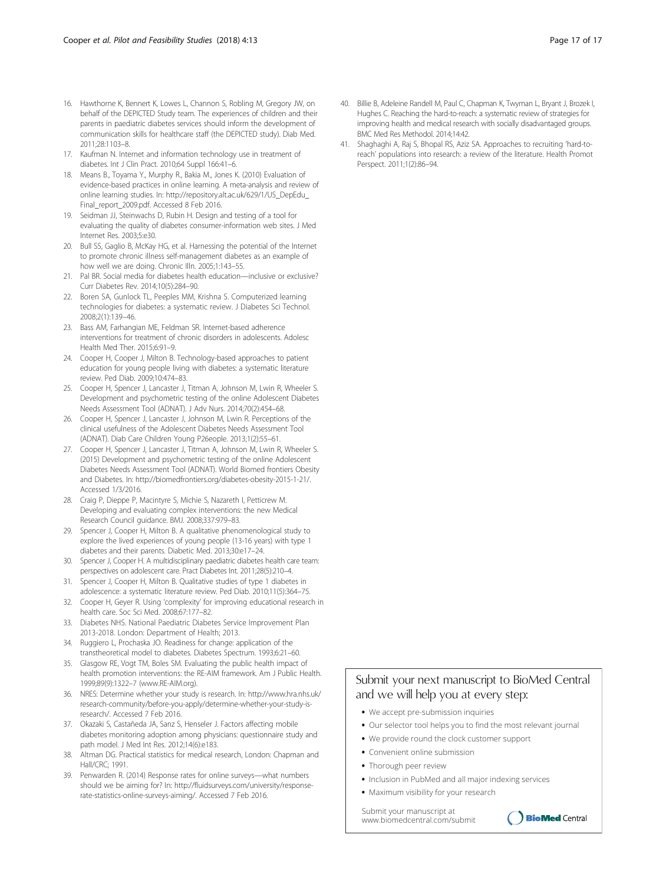16. Hawthorne K, Bennert K, Lowes L, Channon S, Robling M, Gregory JW, on behalf of the DEPICTED Study team. The experiences of children and their parents in paediatric diabetes services should inform the development of communication skills for healthcare staff (the DEPICTED study). Diab Med. 2011;28:1103–8.
17. Kaufman N. Internet and information technology use in treatment of diabetes. Int J Clin Pract. 2010;64 Suppl 166:41–6.
18. Means B., Toyama Y., Murphy R., Bakia M., Jones K. (2010) Evaluation of evidence-based practices in online learning. A meta-analysis and review of online learning studies. In: http://repository.alt.ac.uk/629/1/US_DepEdu_Final_report_2009.pdf. Accessed 8 Feb 2016.
19. Seidman JJ, Steinwachs D, Rubin H. Design and testing of a tool for evaluating the quality of diabetes consumer-information web sites. J Med Internet Res. 2003;5:e30.
20. Bull SS, Gaglio B, McKay HG, et al. Harnessing the potential of the Internet to promote chronic illness self-management diabetes as an example of how well we are doing. Chronic Illn. 2005;1:143–55.
21. Pal BR. Social media for diabetes health education—inclusive or exclusive? Curr Diabetes Rev. 2014;10(5):284–90.
22. Boren SA, Gunlock TL, Peeples MM, Krishna S. Computerized learning technologies for diabetes: a systematic review. J Diabetes Sci Technol. 2008;2(1):139–46.
23. Bass AM, Farhangian ME, Feldman SR. Internet-based adherence interventions for treatment of chronic disorders in adolescents. Adolesc Health Med Ther. 2015;6:91–9.
24. Cooper H, Cooper J, Milton B. Technology-based approaches to patient education for young people living with diabetes: a systematic literature review. Ped Diab. 2009;10:474–83.
25. Cooper H, Spencer J, Lancaster J, Titman A, Johnson M, Lwin R, Wheeler S. Development and psychometric testing of the online Adolescent Diabetes Needs Assessment Tool (ADNAT). J Adv Nurs. 2014;70(2):454–68.
26. Cooper H, Spencer J, Lancaster J, Johnson M, Lwin R. Perceptions of the clinical usefulness of the Adolescent Diabetes Needs Assessment Tool (ADNAT). Diab Care Children Young P26eople. 2013;1(2):55–61.
27. Cooper H, Spencer J, Lancaster J, Titman A, Johnson M, Lwin R, Wheeler S. (2015) Development and psychometric testing of the online Adolescent Diabetes Needs Assessment Tool (ADNAT). World Biomed frontiers Obesity and Diabetes. In: http://biomedfrontiers.org/diabetes-obesity-2015-1-21/. Accessed 1/3/2016.
28. Craig P, Dieppe P, Macintyre S, Michie S, Nazareth I, Petticrew M. Developing and evaluating complex interventions: the new Medical Research Council guidance. BMJ. 2008;337:979–83.
29. Spencer J, Cooper H, Milton B. A qualitative phenomenological study to explore the lived experiences of young people (13-16 years) with type 1 diabetes and their parents. Diabetic Med. 2013;30:e17–24.
30. Spencer J, Cooper H. A multidisciplinary paediatric diabetes health care team: perspectives on adolescent care. Pract Diabetes Int. 2011;28(5):210–4.
31. Spencer J, Cooper H, Milton B. Qualitative studies of type 1 diabetes in adolescence: a systematic literature review. Ped Diab. 2010;11(5):364–75.
32. Cooper H, Geyer R. Using 'complexity' for improving educational research in health care. Soc Sci Med. 2008;67:177–82.
33. Diabetes NHS. National Paediatric Diabetes Service Improvement Plan 2013-2018. London: Department of Health; 2013.
34. Ruggiero L, Prochaska JO. Readiness for change: application of the transtheoretical model to diabetes. Diabetes Spectrum. 1993;6:21–60.
35. Glasgow RE, Vogt TM, Boles SM. Evaluating the public health impact of health promotion interventions: the RE-AIM framework. Am J Public Health. 1999;89(9):1322–7 (www.RE-AIM.org).
36. NRES: Determine whether your study is research. In: http://www.hra.nhs.uk/research-community/before-you-apply/determine-whether-your-study-is-research/. Accessed 7 Feb 2016.
37. Okazaki S, Castañeda JA, Sanz S, Henseler J. Factors affecting mobile diabetes monitoring adoption among physicians: questionnaire study and path model. J Med Int Res. 2012;14(6):e183.
38. Altman DG. Practical statistics for medical research, London: Chapman and Hall/CRC; 1991.
39. Penwarden R. (2014) Response rates for online surveys—what numbers should we be aiming for? In: http://fluidsurveys.com/university/response-rate-statistics-online-surveys-aiming/. Accessed 7 Feb 2016.
40. Billie B, Adeleine Randell M, Paul C, Chapman K, Twyman L, Bryant J, Brozek I, Hughes C. Reaching the hard-to-reach: a systematic review of strategies for improving health and medical research with socially disadvantaged groups. BMC Med Res Methodol. 2014;14:42.
41. Shaghaghi A, Raj S, Bhopal RS, Aziz SA. Approaches to recruiting 'hard-to-reach' populations into research: a review of the literature. Health Promot Perspect. 2011;1(2):86–94.

Submit your next manuscript to BioMed Central and we will help you at every step:

- We accept pre-submission inquiries
- Our selector tool helps you to find the most relevant journal
- We provide round the clock customer support
- Convenient online submission
- Thorough peer review
- Inclusion in PubMed and all major indexing services
- Maximum visibility for your research

Submit your manuscript at
www.biomedcentral.com/submit

BioMed Central